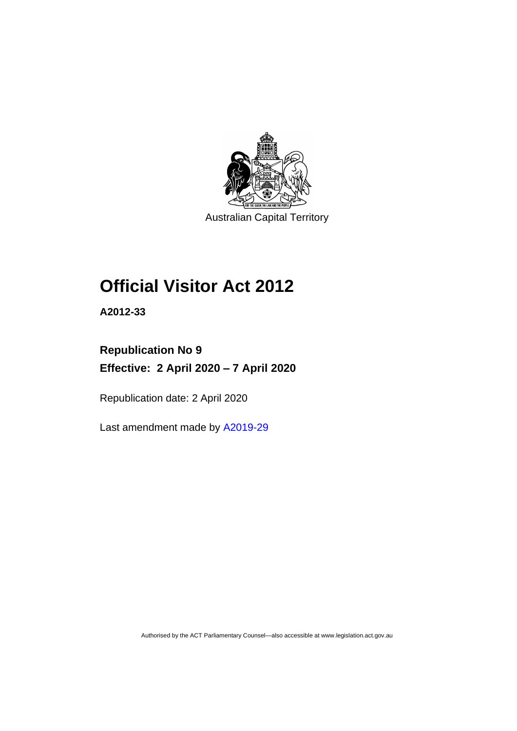Australian Capital Territory

# Official Visitor Act 2012

**A2012-33**

**Republication No 9**

**Effective: 2 April 2020 – 7 April 2020**

Republication date: 2 April 2020

Last amendment made by A2019-29

Authorised by the ACT Parliamentary Counsel—also accessible at www.legislation.act.gov.au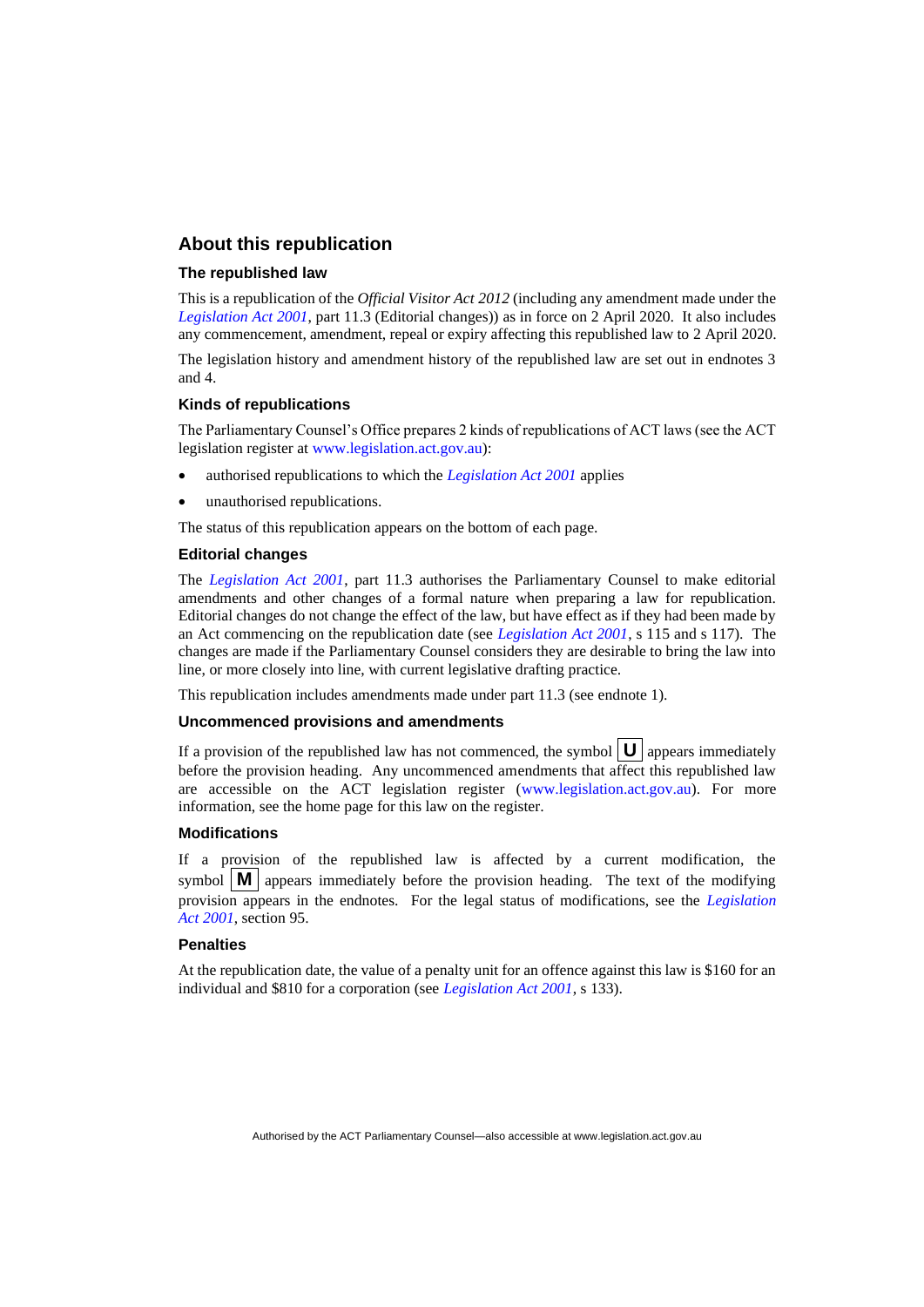## About this republication

### The republished law

This is a republication of the *Official Visitor Act 2012* (including any amendment made under the *Legislation Act 2001*, part 11.3 (Editorial changes)) as in force on 2 April 2020. It also includes any commencement, amendment, repeal or expiry affecting this republished law to 2 April 2020.

The legislation history and amendment history of the republished law are set out in endnotes 3 and 4.

### Kinds of republications

The Parliamentary Counsel's Office prepares 2 kinds of republications of ACT laws (see the ACT legislation register at www.legislation.act.gov.au):

- authorised republications to which the *Legislation Act 2001* applies
- unauthorised republications.

The status of this republication appears on the bottom of each page.

### Editorial changes

The *Legislation Act 2001*, part 11.3 authorises the Parliamentary Counsel to make editorial amendments and other changes of a formal nature when preparing a law for republication. Editorial changes do not change the effect of the law, but have effect as if they had been made by an Act commencing on the republication date (see *Legislation Act 2001*, s 115 and s 117). The changes are made if the Parliamentary Counsel considers they are desirable to bring the law into line, or more closely into line, with current legislative drafting practice.

This republication includes amendments made under part 11.3 (see endnote 1).

### Uncommenced provisions and amendments

If a provision of the republished law has not commenced, the symbol **U** appears immediately before the provision heading. Any uncommenced amendments that affect this republished law are accessible on the ACT legislation register (www.legislation.act.gov.au). For more information, see the home page for this law on the register.

### Modifications

If a provision of the republished law is affected by a current modification, the symbol **M** appears immediately before the provision heading. The text of the modifying provision appears in the endnotes. For the legal status of modifications, see the *Legislation Act 2001*, section 95.

### Penalties

At the republication date, the value of a penalty unit for an offence against this law is $160 for an individual and $810 for a corporation (see *Legislation Act 2001*, s 133).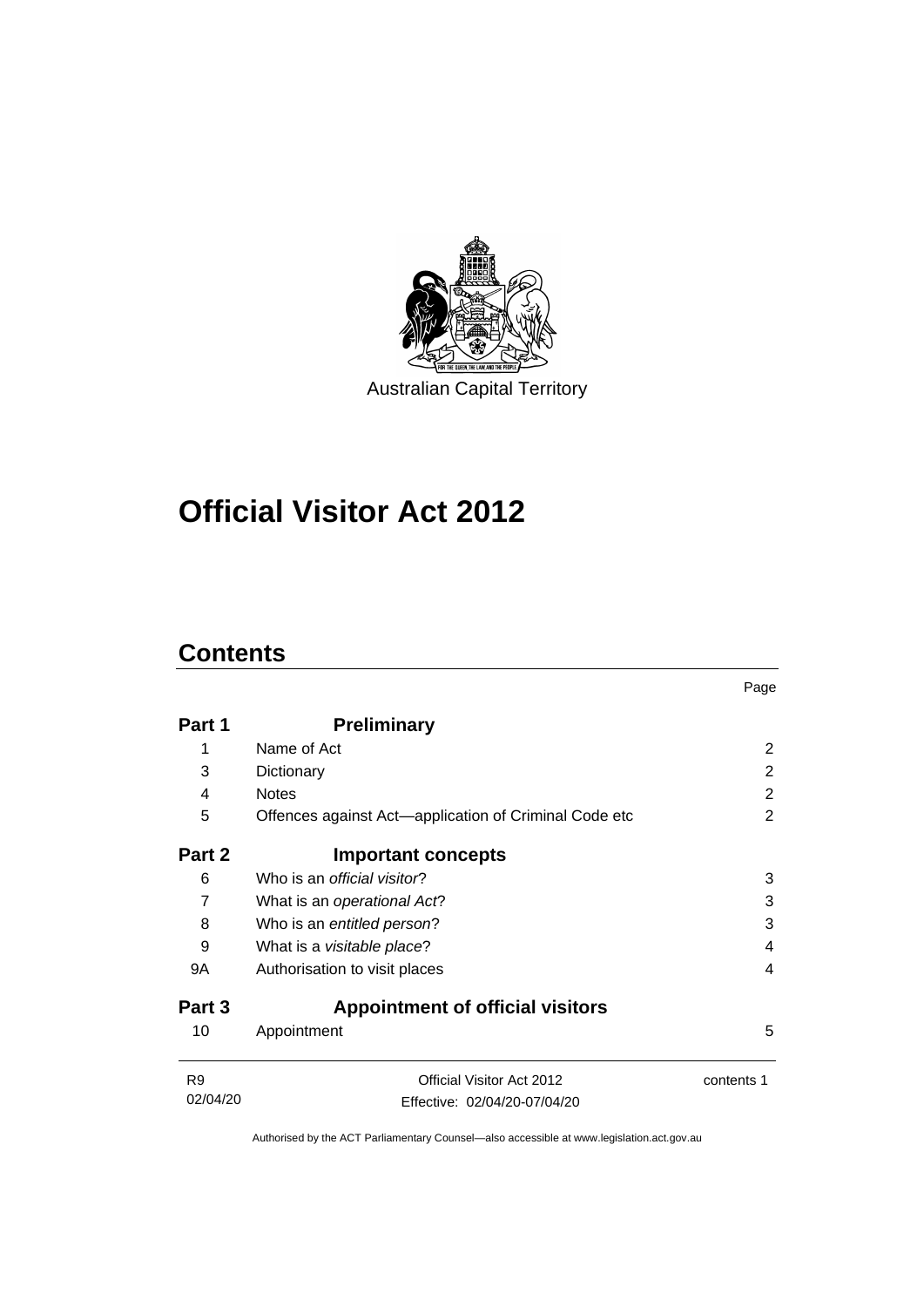Australian Capital Territory

# Official Visitor Act 2012

## Contents

| | | Page |
|---|---|---|
| **Part 1** | **Preliminary** | |
| 1 | Name of Act | 2 |
| 3 | Dictionary | 2 |
| 4 | Notes | 2 |
| 5 | Offences against Act—application of Criminal Code etc | 2 |
| **Part 2** | **Important concepts** | |
| 6 | Who is an *official visitor*? | 3 |
| 7 | What is an *operational Act*? | 3 |
| 8 | Who is an *entitled person*? | 3 |
| 9 | What is a *visitable place*? | 4 |
| 9A | Authorisation to visit places | 4 |
| **Part 3** | **Appointment of official visitors** | |
| 10 | Appointment | 5 |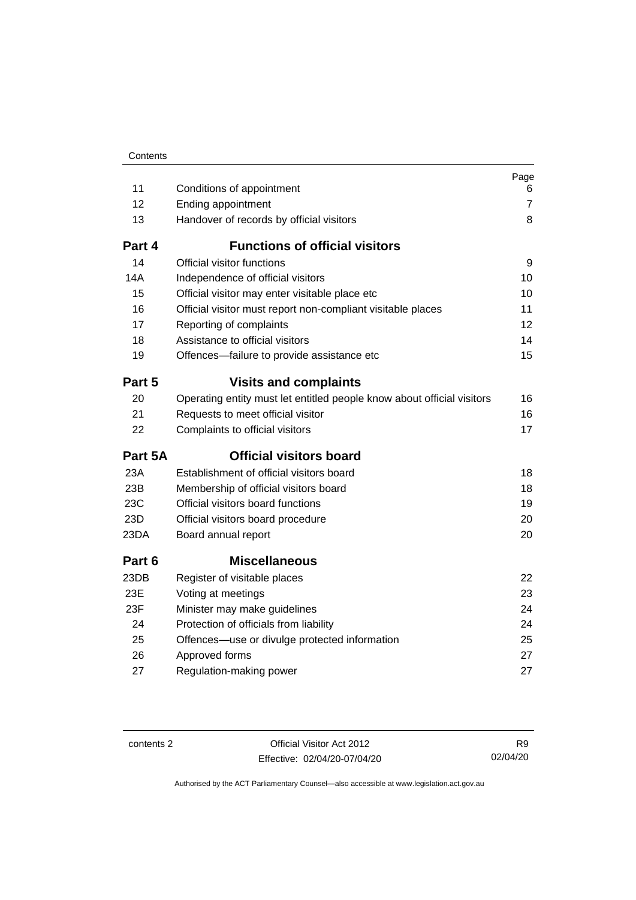| | | Page |
|---|---|---|
| 11 | Conditions of appointment | 6 |
| 12 | Ending appointment | 7 |
| 13 | Handover of records by official visitors | 8 |
| **Part 4** | **Functions of official visitors** | |
| 14 | Official visitor functions | 9 |
| 14A | Independence of official visitors | 10 |
| 15 | Official visitor may enter visitable place etc | 10 |
| 16 | Official visitor must report non-compliant visitable places | 11 |
| 17 | Reporting of complaints | 12 |
| 18 | Assistance to official visitors | 14 |
| 19 | Offences—failure to provide assistance etc | 15 |
| **Part 5** | **Visits and complaints** | |
| 20 | Operating entity must let entitled people know about official visitors | 16 |
| 21 | Requests to meet official visitor | 16 |
| 22 | Complaints to official visitors | 17 |
| **Part 5A** | **Official visitors board** | |
| 23A | Establishment of official visitors board | 18 |
| 23B | Membership of official visitors board | 18 |
| 23C | Official visitors board functions | 19 |
| 23D | Official visitors board procedure | 20 |
| 23DA | Board annual report | 20 |
| **Part 6** | **Miscellaneous** | |
| 23DB | Register of visitable places | 22 |
| 23E | Voting at meetings | 23 |
| 23F | Minister may make guidelines | 24 |
| 24 | Protection of officials from liability | 24 |
| 25 | Offences—use or divulge protected information | 25 |
| 26 | Approved forms | 27 |
| 27 | Regulation-making power | 27 |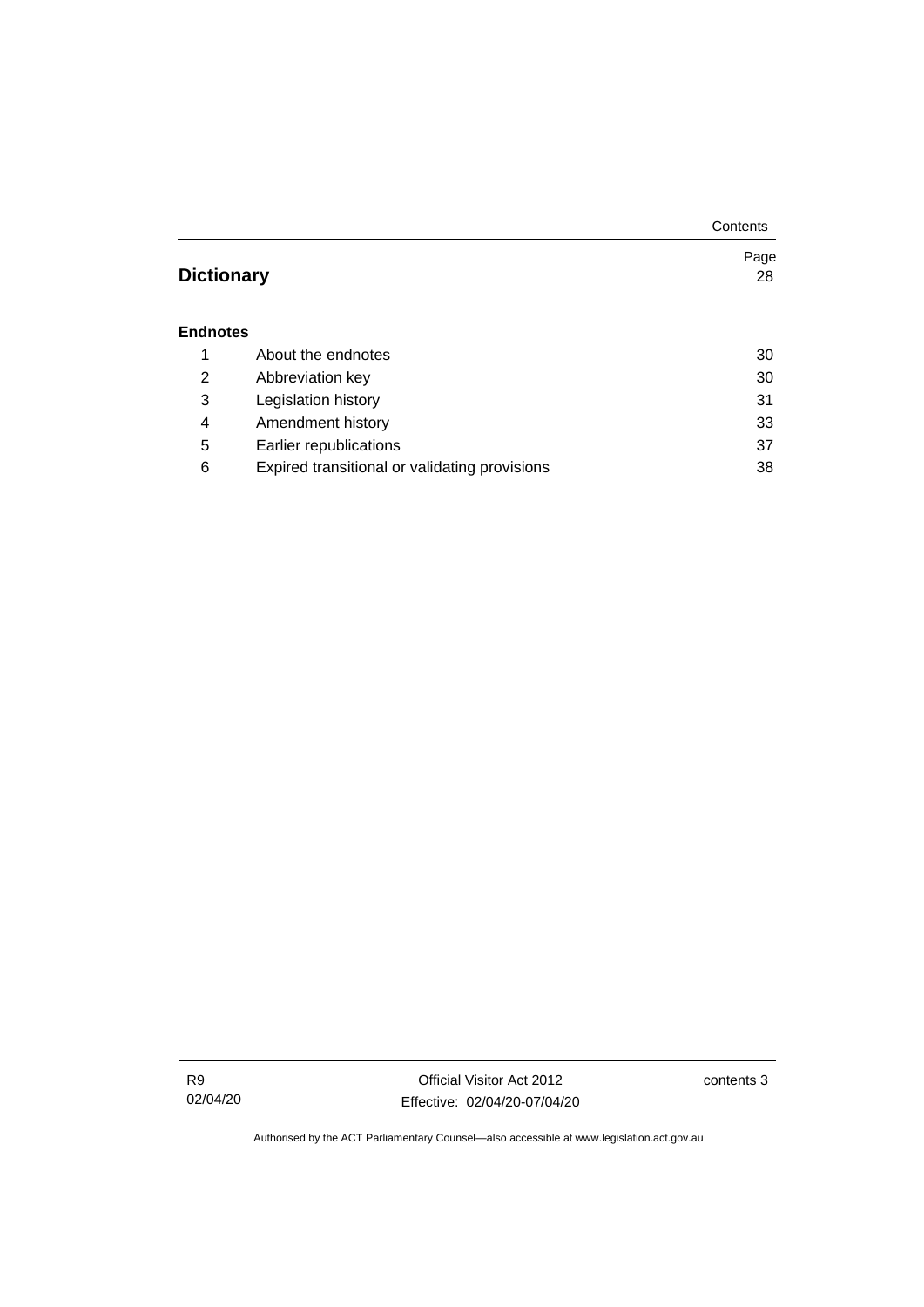| | | Page |
|---|---|---|
| **Dictionary** | | 28 |
| **Endnotes** | | |
| 1 | About the endnotes | 30 |
| 2 | Abbreviation key | 30 |
| 3 | Legislation history | 31 |
| 4 | Amendment history | 33 |
| 5 | Earlier republications | 37 |
| 6 | Expired transitional or validating provisions | 38 |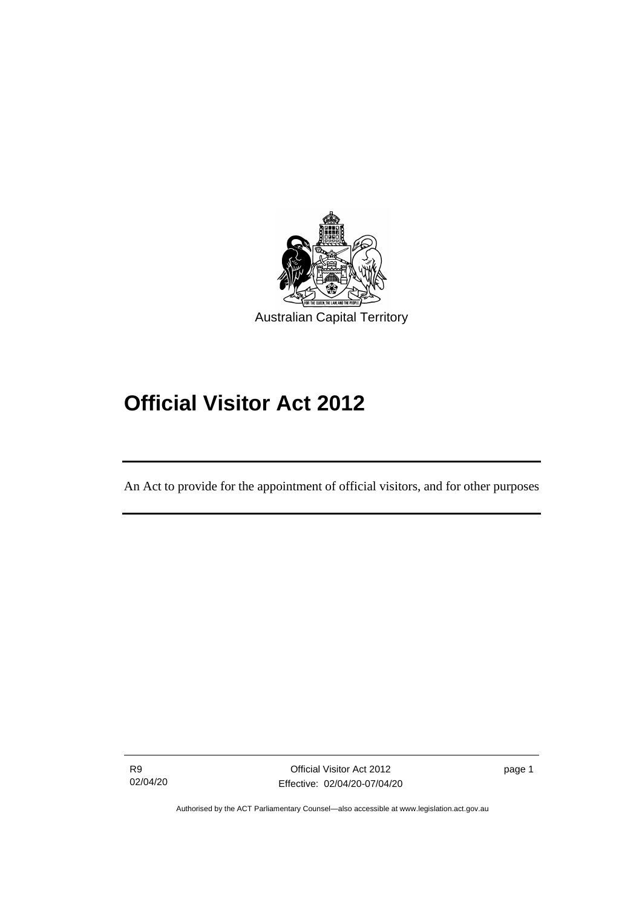Australian Capital Territory

# Official Visitor Act 2012

An Act to provide for the appointment of official visitors, and for other purposes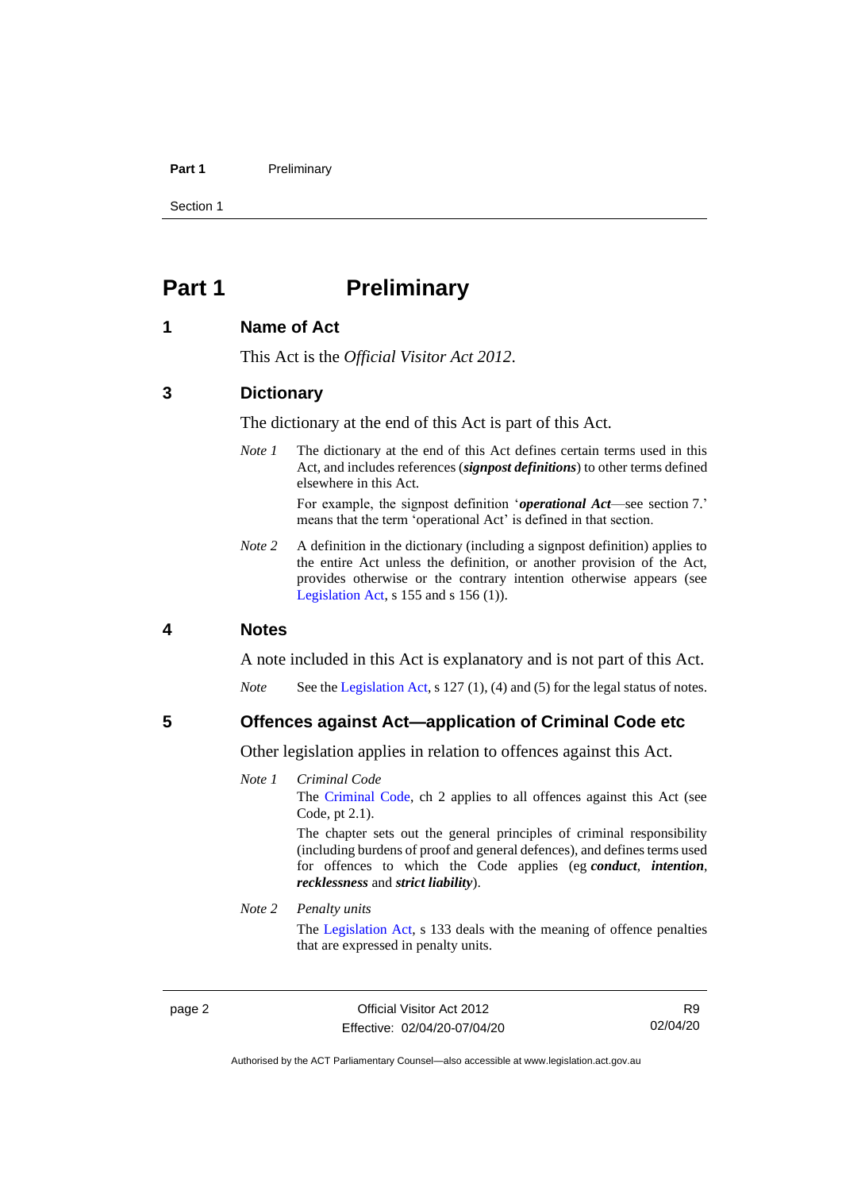# Part 1 Preliminary

## 1 Name of Act

This Act is the *Official Visitor Act 2012*.

## 3 Dictionary

The dictionary at the end of this Act is part of this Act.

*Note 1* The dictionary at the end of this Act defines certain terms used in this Act, and includes references (***signpost definitions***) to other terms defined elsewhere in this Act.

For example, the signpost definition '***operational Act***—see section 7.' means that the term 'operational Act' is defined in that section.

*Note 2* A definition in the dictionary (including a signpost definition) applies to the entire Act unless the definition, or another provision of the Act, provides otherwise or the contrary intention otherwise appears (see Legislation Act, s 155 and s 156 (1)).

## 4 Notes

A note included in this Act is explanatory and is not part of this Act.

*Note* See the Legislation Act, s 127 (1), (4) and (5) for the legal status of notes.

## 5 Offences against Act—application of Criminal Code etc

Other legislation applies in relation to offences against this Act.

*Note 1* *Criminal Code*

The Criminal Code, ch 2 applies to all offences against this Act (see Code, pt 2.1).

The chapter sets out the general principles of criminal responsibility (including burdens of proof and general defences), and defines terms used for offences to which the Code applies (eg ***conduct***, ***intention***, ***recklessness*** and ***strict liability***).

*Note 2* *Penalty units*

The Legislation Act, s 133 deals with the meaning of offence penalties that are expressed in penalty units.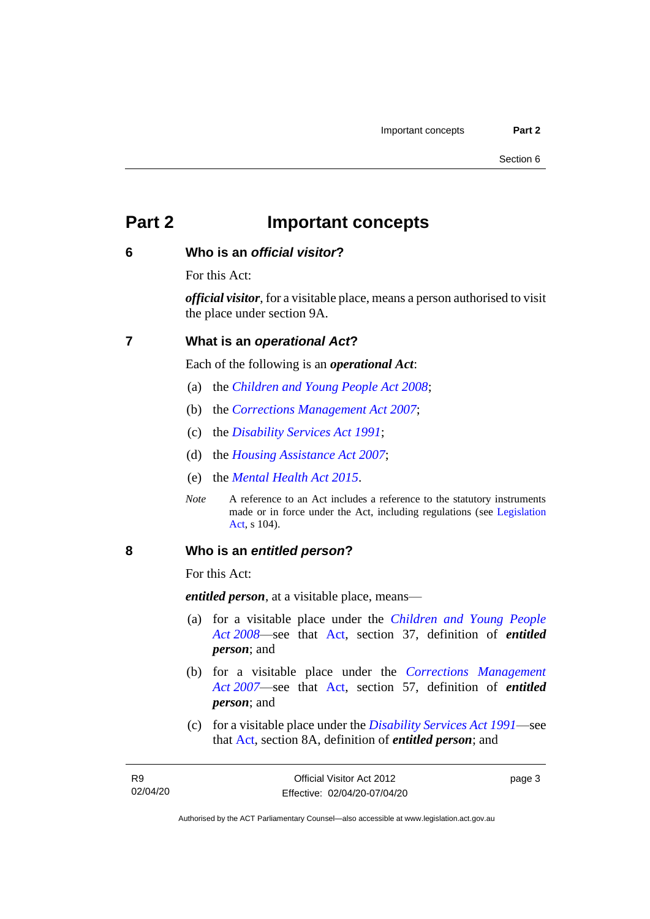# Part 2 Important concepts

## 6 Who is an *official visitor*?

For this Act:

***official visitor***, for a visitable place, means a person authorised to visit the place under section 9A.

## 7 What is an *operational Act*?

Each of the following is an ***operational Act***:

(a) the *Children and Young People Act 2008*;

(b) the *Corrections Management Act 2007*;

(c) the *Disability Services Act 1991*;

(d) the *Housing Assistance Act 2007*;

(e) the *Mental Health Act 2015*.

*Note* A reference to an Act includes a reference to the statutory instruments made or in force under the Act, including regulations (see Legislation Act, s 104).

## 8 Who is an *entitled person*?

For this Act:

***entitled person***, at a visitable place, means—

(a) for a visitable place under the *Children and Young People Act 2008*—see that Act, section 37, definition of ***entitled person***; and

(b) for a visitable place under the *Corrections Management Act 2007*—see that Act, section 57, definition of ***entitled person***; and

(c) for a visitable place under the *Disability Services Act 1991*—see that Act, section 8A, definition of ***entitled person***; and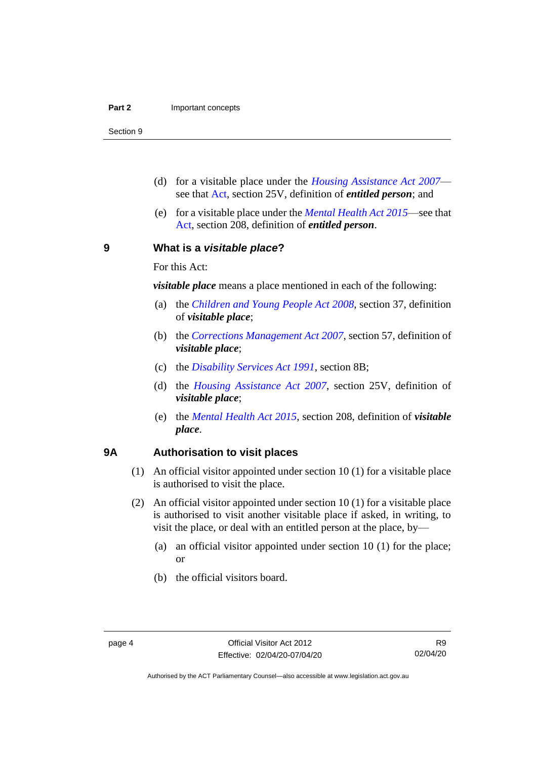(d) for a visable place under the *Housing Assistance Act 2007*—see that Act, section 25V, definition of ***entitled person***; and

(e) for a visitable place under the *Mental Health Act 2015*—see that Act, section 208, definition of ***entitled person***.

## 9 What is a *visitable place*?

For this Act:

***visitable place*** means a place mentioned in each of the following:

(a) the *Children and Young People Act 2008*, section 37, definition of ***visitable place***;

(b) the *Corrections Management Act 2007*, section 57, definition of ***visitable place***;

(c) the *Disability Services Act 1991*, section 8B;

(d) the *Housing Assistance Act 2007*, section 25V, definition of ***visitable place***;

(e) the *Mental Health Act 2015*, section 208, definition of ***visitable place***.

## 9A Authorisation to visit places

(1) An official visitor appointed under section 10 (1) for a visitable place is authorised to visit the place.

(2) An official visitor appointed under section 10 (1) for a visitable place is authorised to visit another visitable place if asked, in writing, to visit the place, or deal with an entitled person at the place, by—

(a) an official visitor appointed under section 10 (1) for the place; or

(b) the official visitors board.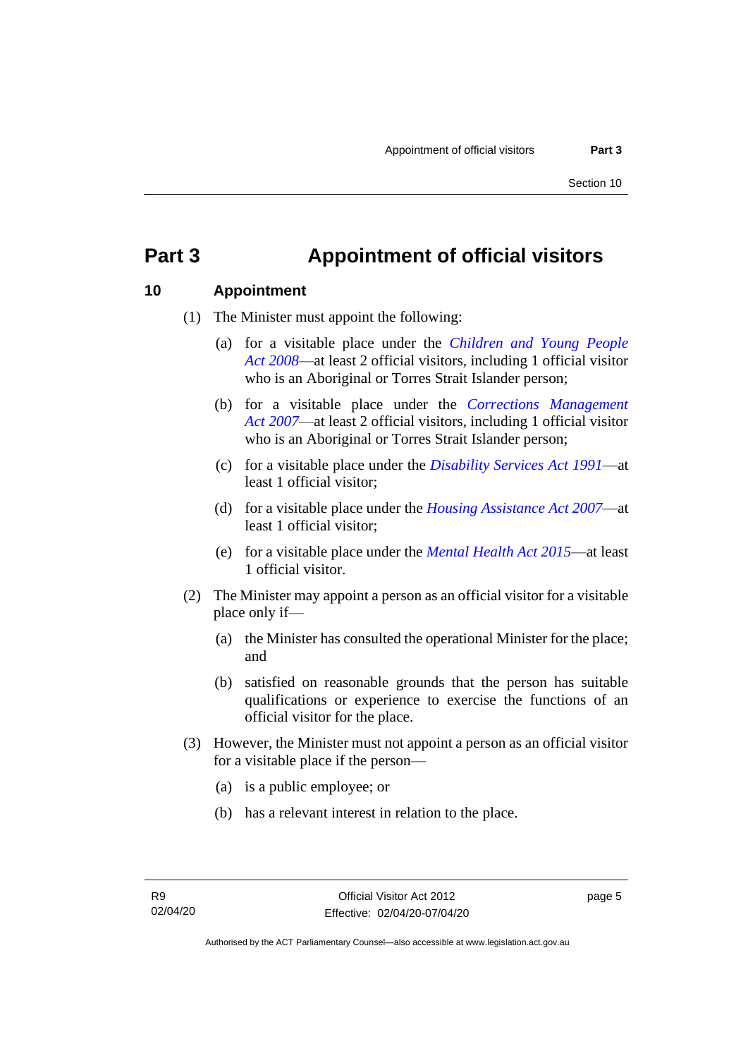# Part 3 Appointment of official visitors

## 10 Appointment

(1) The Minister must appoint the following:

(a) for a visitable place under the *Children and Young People Act 2008*—at least 2 official visitors, including 1 official visitor who is an Aboriginal or Torres Strait Islander person;

(b) for a visitable place under the *Corrections Management Act 2007*—at least 2 official visitors, including 1 official visitor who is an Aboriginal or Torres Strait Islander person;

(c) for a visitable place under the *Disability Services Act 1991*—at least 1 official visitor;

(d) for a visitable place under the *Housing Assistance Act 2007*—at least 1 official visitor;

(e) for a visitable place under the *Mental Health Act 2015*—at least 1 official visitor.

(2) The Minister may appoint a person as an official visitor for a visitable place only if—

(a) the Minister has consulted the operational Minister for the place; and

(b) satisfied on reasonable grounds that the person has suitable qualifications or experience to exercise the functions of an official visitor for the place.

(3) However, the Minister must not appoint a person as an official visitor for a visitable place if the person—

(a) is a public employee; or

(b) has a relevant interest in relation to the place.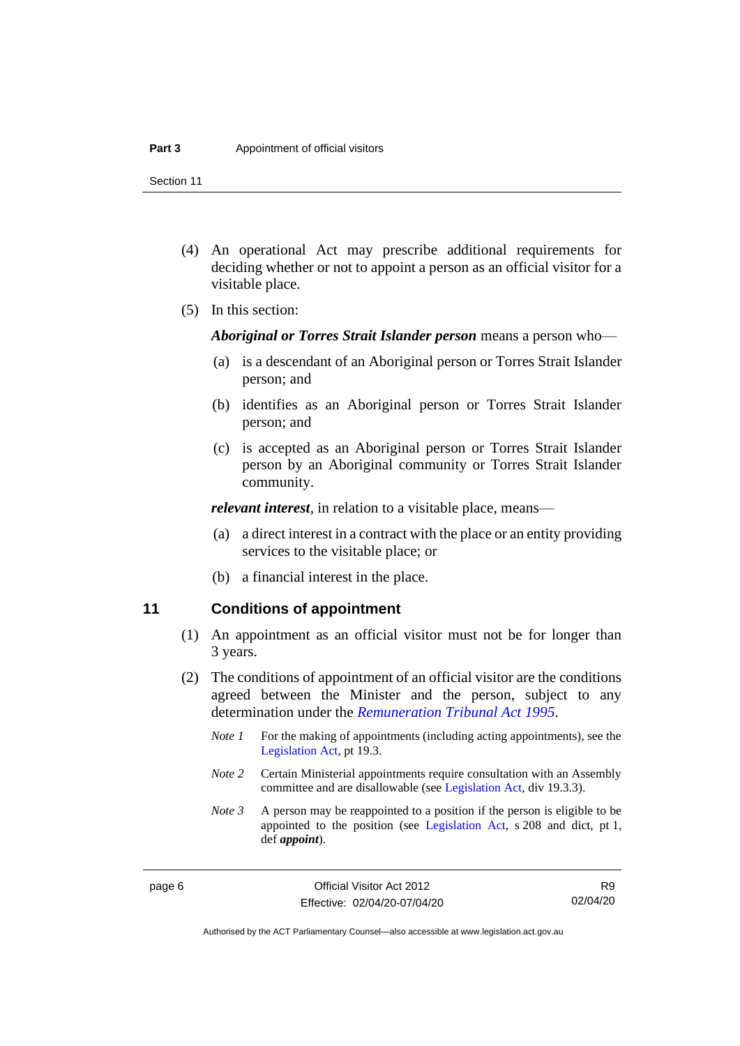(4) An operational Act may prescribe additional requirements for deciding whether or not to appoint a person as an official visitor for a visitable place.

(5) In this section:

***Aboriginal or Torres Strait Islander person*** means a person who—

(a) is a descendant of an Aboriginal person or Torres Strait Islander person; and

(b) identifies as an Aboriginal person or Torres Strait Islander person; and

(c) is accepted as an Aboriginal person or Torres Strait Islander person by an Aboriginal community or Torres Strait Islander community.

***relevant interest***, in relation to a visitable place, means—

(a) a direct interest in a contract with the place or an entity providing services to the visitable place; or

(b) a financial interest in the place.

## 11 Conditions of appointment

(1) An appointment as an official visitor must not be for longer than 3 years.

(2) The conditions of appointment of an official visitor are the conditions agreed between the Minister and the person, subject to any determination under the *Remuneration Tribunal Act 1995*.

*Note 1* For the making of appointments (including acting appointments), see the Legislation Act, pt 19.3.

*Note 2* Certain Ministerial appointments require consultation with an Assembly committee and are disallowable (see Legislation Act, div 19.3.3).

*Note 3* A person may be reappointed to a position if the person is eligible to be appointed to the position (see Legislation Act, s 208 and dict, pt 1, def ***appoint***).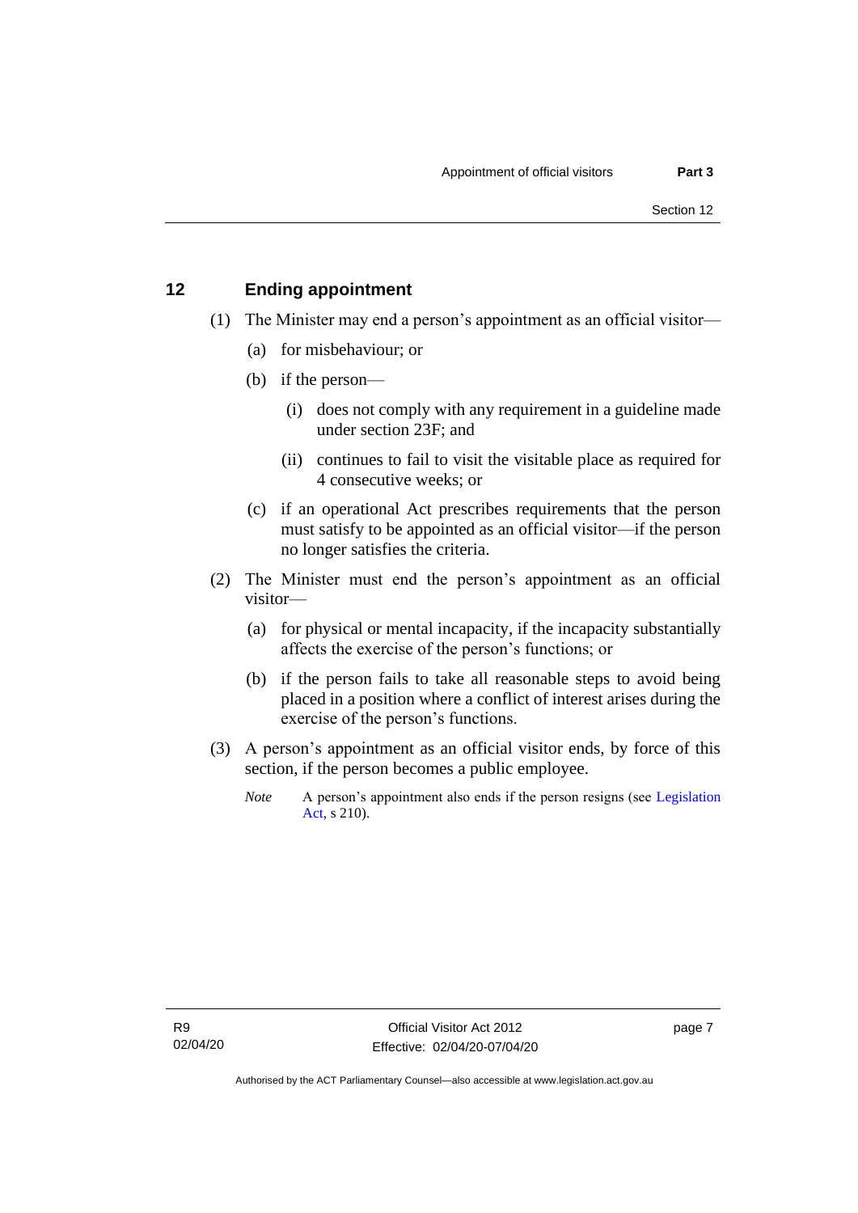## 12 Ending appointment

(1) The Minister may end a person's appointment as an official visitor—

(a) for misbehaviour; or

(b) if the person—

(i) does not comply with any requirement in a guideline made under section 23F; and

(ii) continues to fail to visit the visitable place as required for 4 consecutive weeks; or

(c) if an operational Act prescribes requirements that the person must satisfy to be appointed as an official visitor—if the person no longer satisfies the criteria.

(2) The Minister must end the person's appointment as an official visitor—

(a) for physical or mental incapacity, if the incapacity substantially affects the exercise of the person's functions; or

(b) if the person fails to take all reasonable steps to avoid being placed in a position where a conflict of interest arises during the exercise of the person's functions.

(3) A person's appointment as an official visitor ends, by force of this section, if the person becomes a public employee.

*Note* A person's appointment also ends if the person resigns (see Legislation Act, s 210).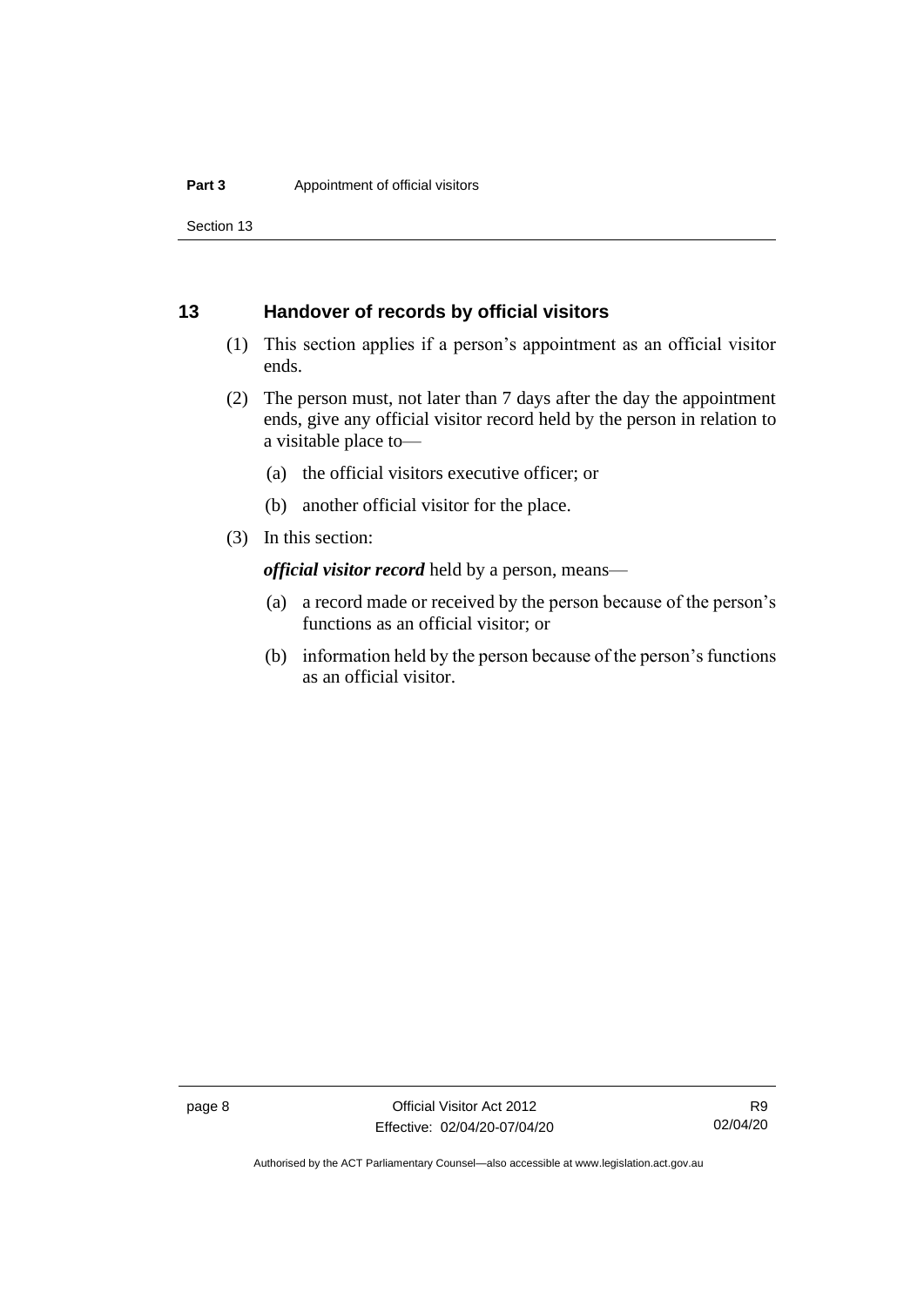## 13 Handover of records by official visitors

(1) This section applies if a person's appointment as an official visitor ends.

(2) The person must, not later than 7 days after the day the appointment ends, give any official visitor record held by the person in relation to a visitable place to—

(a) the official visitors executive officer; or

(b) another official visitor for the place.

(3) In this section:

***official visitor record*** held by a person, means—

(a) a record made or received by the person because of the person's functions as an official visitor; or

(b) information held by the person because of the person's functions as an official visitor.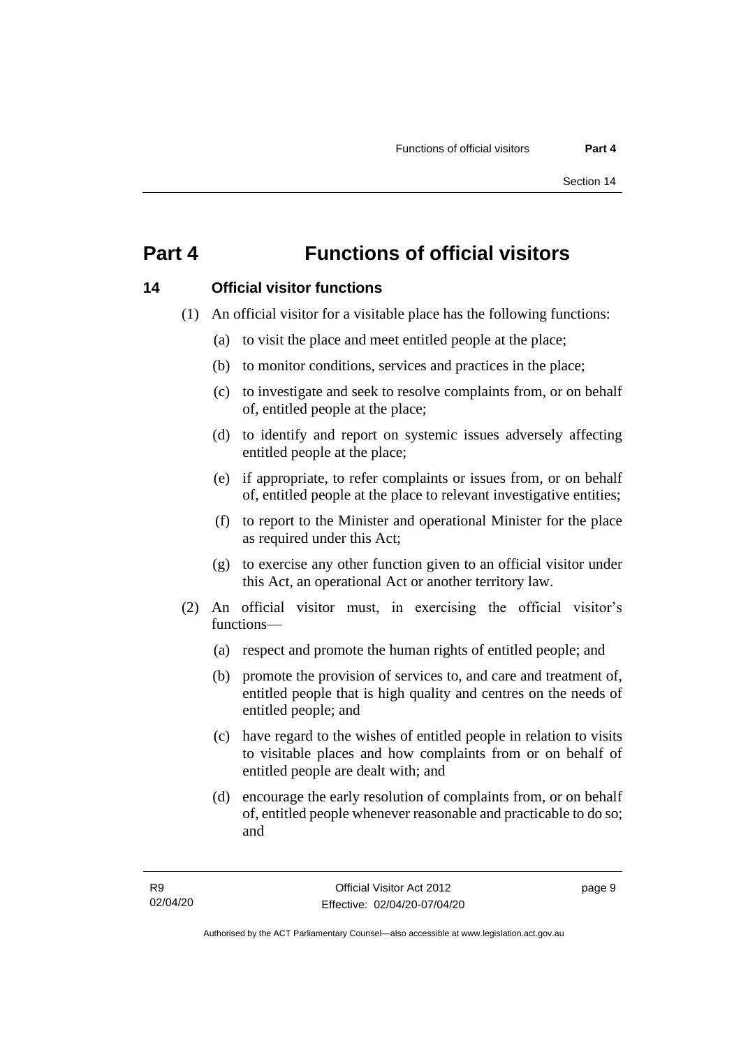# Part 4 Functions of official visitors

## 14 Official visitor functions

(1) An official visitor for a visitable place has the following functions:

(a) to visit the place and meet entitled people at the place;

(b) to monitor conditions, services and practices in the place;

(c) to investigate and seek to resolve complaints from, or on behalf of, entitled people at the place;

(d) to identify and report on systemic issues adversely affecting entitled people at the place;

(e) if appropriate, to refer complaints or issues from, or on behalf of, entitled people at the place to relevant investigative entities;

(f) to report to the Minister and operational Minister for the place as required under this Act;

(g) to exercise any other function given to an official visitor under this Act, an operational Act or another territory law.

(2) An official visitor must, in exercising the official visitor's functions—

(a) respect and promote the human rights of entitled people; and

(b) promote the provision of services to, and care and treatment of, entitled people that is high quality and centres on the needs of entitled people; and

(c) have regard to the wishes of entitled people in relation to visits to visitable places and how complaints from or on behalf of entitled people are dealt with; and

(d) encourage the early resolution of complaints from, or on behalf of, entitled people whenever reasonable and practicable to do so; and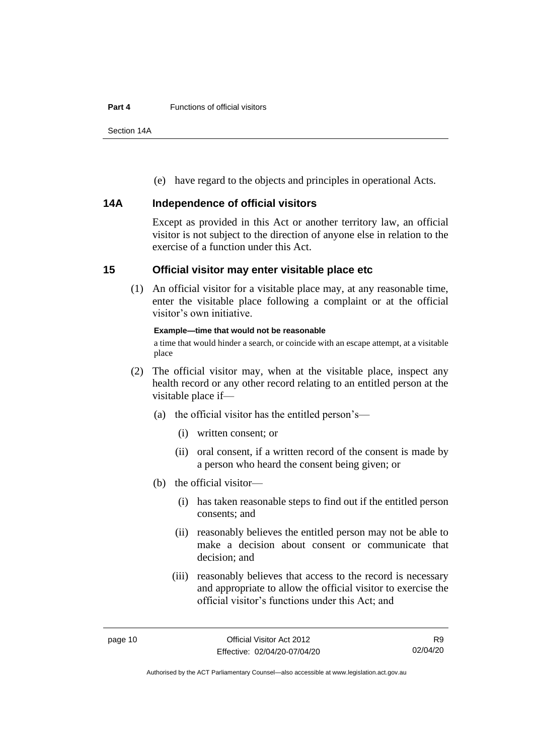(e) have regard to the objects and principles in operational Acts.

## 14A Independence of official visitors

Except as provided in this Act or another territory law, an official visitor is not subject to the direction of anyone else in relation to the exercise of a function under this Act.

## 15 Official visitor may enter visitable place etc

(1) An official visitor for a visitable place may, at any reasonable time, enter the visitable place following a complaint or at the official visitor's own initiative.

**Example—time that would not be reasonable**

a time that would hinder a search, or coincide with an escape attempt, at a visitable place

(2) The official visitor may, when at the visitable place, inspect any health record or any other record relating to an entitled person at the visitable place if—

(a) the official visitor has the entitled person's—

(i) written consent; or

(ii) oral consent, if a written record of the consent is made by a person who heard the consent being given; or

(b) the official visitor—

(i) has taken reasonable steps to find out if the entitled person consents; and

(ii) reasonably believes the entitled person may not be able to make a decision about consent or communicate that decision; and

(iii) reasonably believes that access to the record is necessary and appropriate to allow the official visitor to exercise the official visitor's functions under this Act; and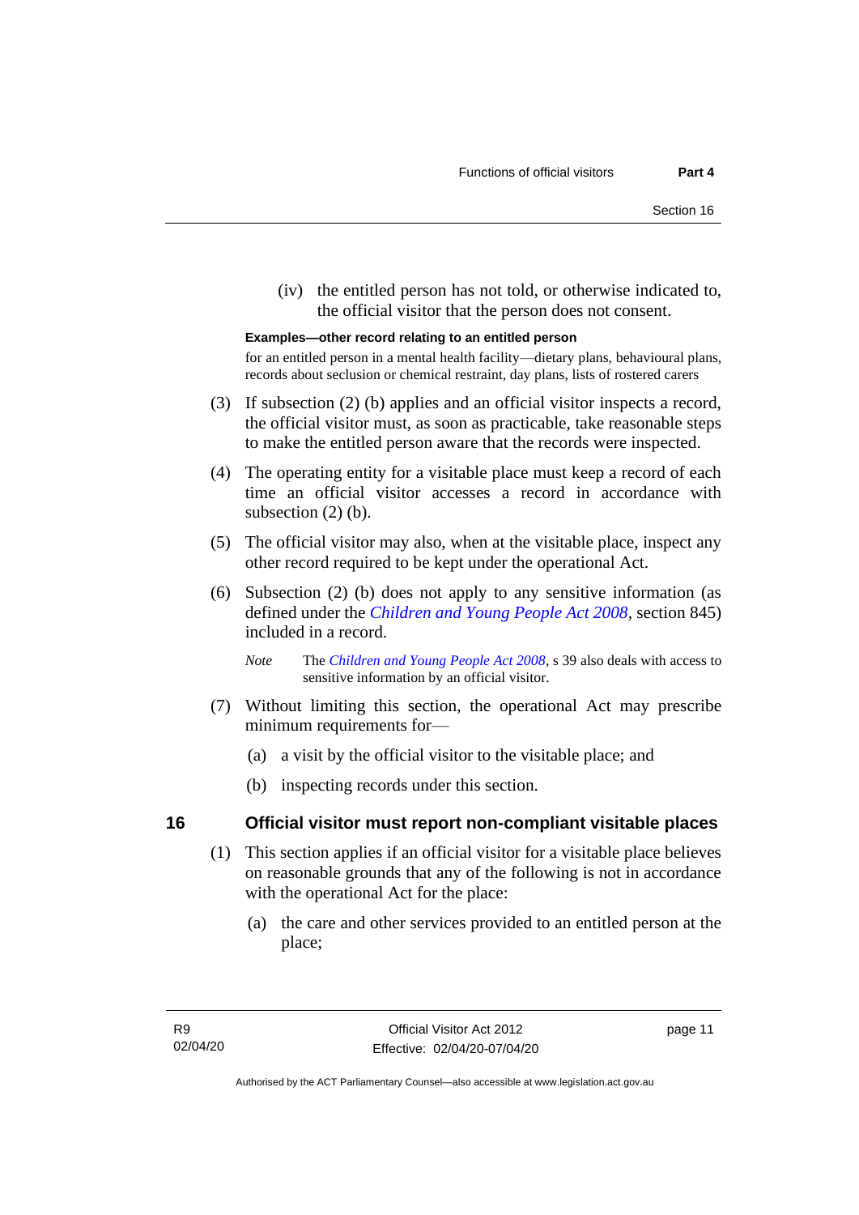(iv) the entitled person has not told, or otherwise indicated to, the official visitor that the person does not consent.

**Examples—other record relating to an entitled person**

for an entitled person in a mental health facility—dietary plans, behavioural plans, records about seclusion or chemical restraint, day plans, lists of rostered carers

(3) If subsection (2) (b) applies and an official visitor inspects a record, the official visitor must, as soon as practicable, take reasonable steps to make the entitled person aware that the records were inspected.

(4) The operating entity for a visitable place must keep a record of each time an official visitor accesses a record in accordance with subsection (2) (b).

(5) The official visitor may also, when at the visitable place, inspect any other record required to be kept under the operational Act.

(6) Subsection (2) (b) does not apply to any sensitive information (as defined under the *Children and Young People Act 2008*, section 845) included in a record.

*Note* The *Children and Young People Act 2008*, s 39 also deals with access to sensitive information by an official visitor.

(7) Without limiting this section, the operational Act may prescribe minimum requirements for—

(a) a visit by the official visitor to the visitable place; and

(b) inspecting records under this section.

## 16 Official visitor must report non-compliant visitable places

(1) This section applies if an official visitor for a visitable place believes on reasonable grounds that any of the following is not in accordance with the operational Act for the place:

(a) the care and other services provided to an entitled person at the place;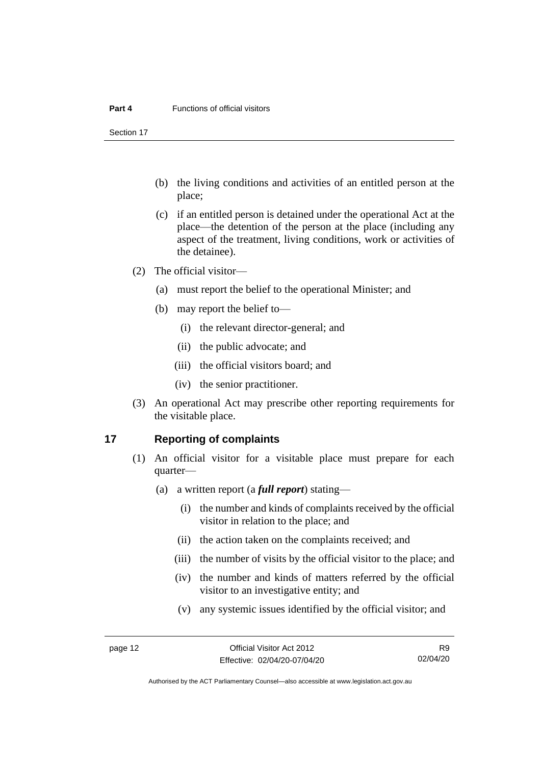(b) the living conditions and activities of an entitled person at the place;

(c) if an entitled person is detained under the operational Act at the place—the detention of the person at the place (including any aspect of the treatment, living conditions, work or activities of the detainee).

(2) The official visitor—

(a) must report the belief to the operational Minister; and

(b) may report the belief to—

(i) the relevant director-general; and

(ii) the public advocate; and

(iii) the official visitors board; and

(iv) the senior practitioner.

(3) An operational Act may prescribe other reporting requirements for the visitable place.

## 17 Reporting of complaints

(1) An official visitor for a visitable place must prepare for each quarter—

(a) a written report (a ***full report***) stating—

(i) the number and kinds of complaints received by the official visitor in relation to the place; and

(ii) the action taken on the complaints received; and

(iii) the number of visits by the official visitor to the place; and

(iv) the number and kinds of matters referred by the official visitor to an investigative entity; and

(v) any systemic issues identified by the official visitor; and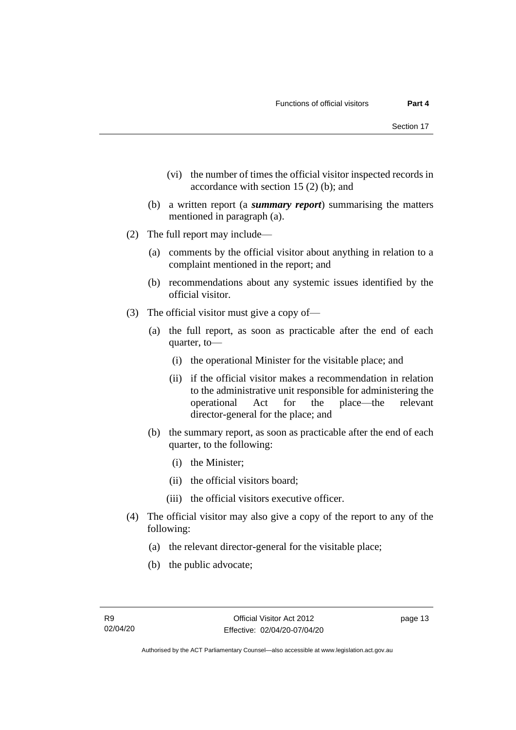(vi) the number of times the official visitor inspected records in accordance with section 15 (2) (b); and

(b) a written report (a ***summary report***) summarising the matters mentioned in paragraph (a).

(2) The full report may include—

(a) comments by the official visitor about anything in relation to a complaint mentioned in the report; and

(b) recommendations about any systemic issues identified by the official visitor.

(3) The official visitor must give a copy of—

(a) the full report, as soon as practicable after the end of each quarter, to—

(i) the operational Minister for the visitable place; and

(ii) if the official visitor makes a recommendation in relation to the administrative unit responsible for administering the operational Act for the place—the relevant director-general for the place; and

(b) the summary report, as soon as practicable after the end of each quarter, to the following:

(i) the Minister;

(ii) the official visitors board;

(iii) the official visitors executive officer.

(4) The official visitor may also give a copy of the report to any of the following:

(a) the relevant director-general for the visitable place;

(b) the public advocate;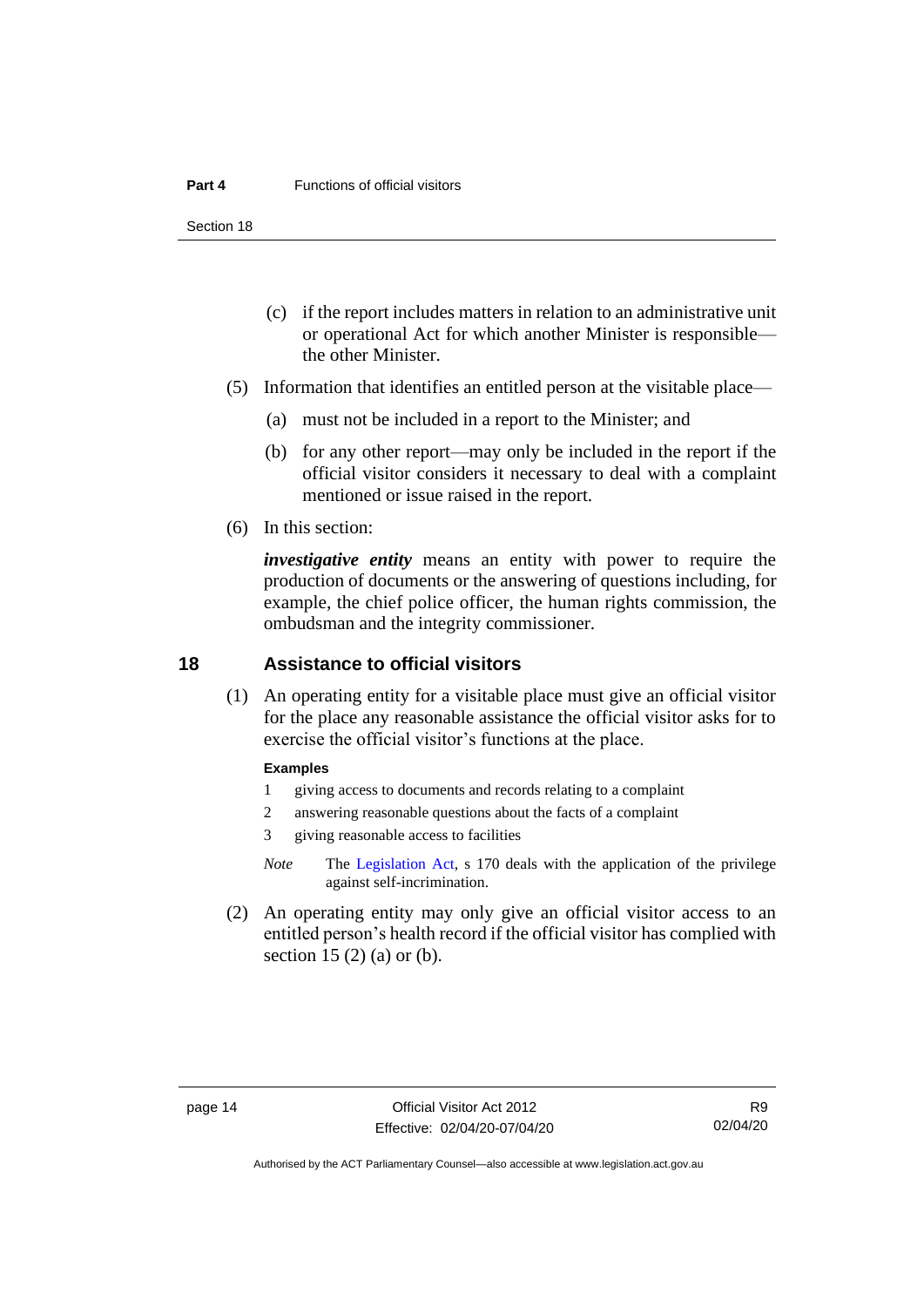(c) if the report includes matters in relation to an administrative unit or operational Act for which another Minister is responsible—the other Minister.

(5) Information that identifies an entitled person at the visitable place—

(a) must not be included in a report to the Minister; and

(b) for any other report—may only be included in the report if the official visitor considers it necessary to deal with a complaint mentioned or issue raised in the report.

(6) In this section:

***investigative entity*** means an entity with power to require the production of documents or the answering of questions including, for example, the chief police officer, the human rights commission, the ombudsman and the integrity commissioner.

## 18 Assistance to official visitors

(1) An operating entity for a visitable place must give an official visitor for the place any reasonable assistance the official visitor asks for to exercise the official visitor's functions at the place.

**Examples**

1 giving access to documents and records relating to a complaint

2 answering reasonable questions about the facts of a complaint

3 giving reasonable access to facilities

*Note* The Legislation Act, s 170 deals with the application of the privilege against self-incrimination.

(2) An operating entity may only give an official visitor access to an entitled person's health record if the official visitor has complied with section 15 (2) (a) or (b).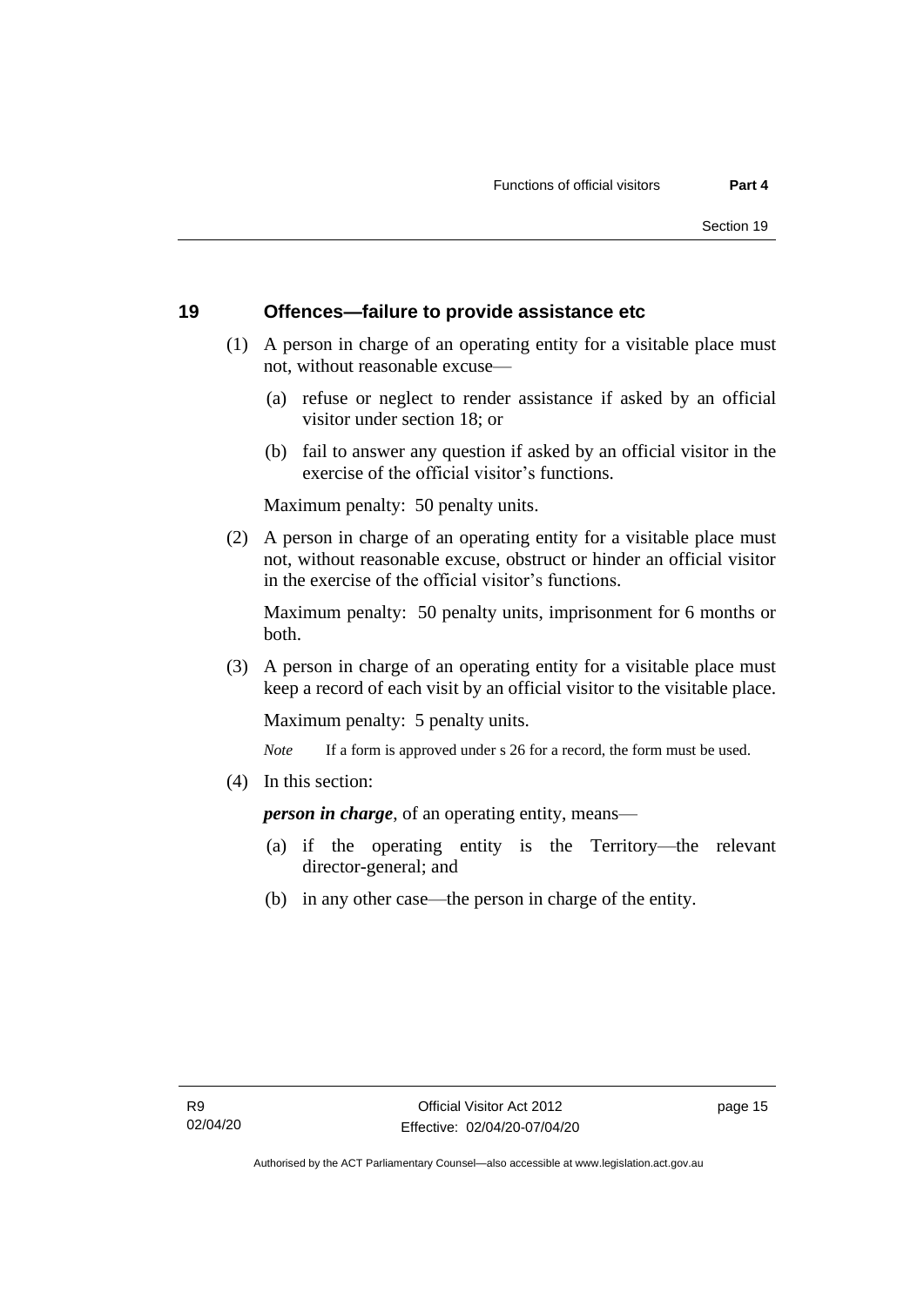## 19 Offences—failure to provide assistance etc

(1) A person in charge of an operating entity for a visitable place must not, without reasonable excuse—

(a) refuse or neglect to render assistance if asked by an official visitor under section 18; or

(b) fail to answer any question if asked by an official visitor in the exercise of the official visitor's functions.

Maximum penalty: 50 penalty units.

(2) A person in charge of an operating entity for a visitable place must not, without reasonable excuse, obstruct or hinder an official visitor in the exercise of the official visitor's functions.

Maximum penalty: 50 penalty units, imprisonment for 6 months or both.

(3) A person in charge of an operating entity for a visitable place must keep a record of each visit by an official visitor to the visitable place.

Maximum penalty: 5 penalty units.

*Note* If a form is approved under s 26 for a record, the form must be used.

(4) In this section:

***person in charge***, of an operating entity, means—

(a) if the operating entity is the Territory—the relevant director-general; and

(b) in any other case—the person in charge of the entity.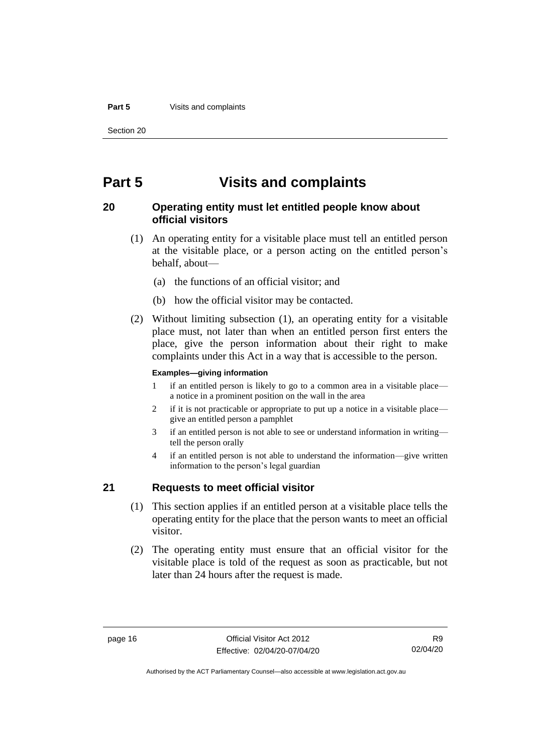# Part 5 Visits and complaints

## 20 Operating entity must let entitled people know about official visitors

(1) An operating entity for a visitable place must tell an entitled person at the visitable place, or a person acting on the entitled person's behalf, about—

(a) the functions of an official visitor; and

(b) how the official visitor may be contacted.

(2) Without limiting subsection (1), an operating entity for a visitable place must, not later than when an entitled person first enters the place, give the person information about their right to make complaints under this Act in a way that is accessible to the person.

**Examples—giving information**

1 if an entitled person is likely to go to a common area in a visitable place—a notice in a prominent position on the wall in the area

2 if it is not practicable or appropriate to put up a notice in a visitable place—give an entitled person a pamphlet

3 if an entitled person is not able to see or understand information in writing—tell the person orally

4 if an entitled person is not able to understand the information—give written information to the person's legal guardian

## 21 Requests to meet official visitor

(1) This section applies if an entitled person at a visitable place tells the operating entity for the place that the person wants to meet an official visitor.

(2) The operating entity must ensure that an official visitor for the visitable place is told of the request as soon as practicable, but not later than 24 hours after the request is made.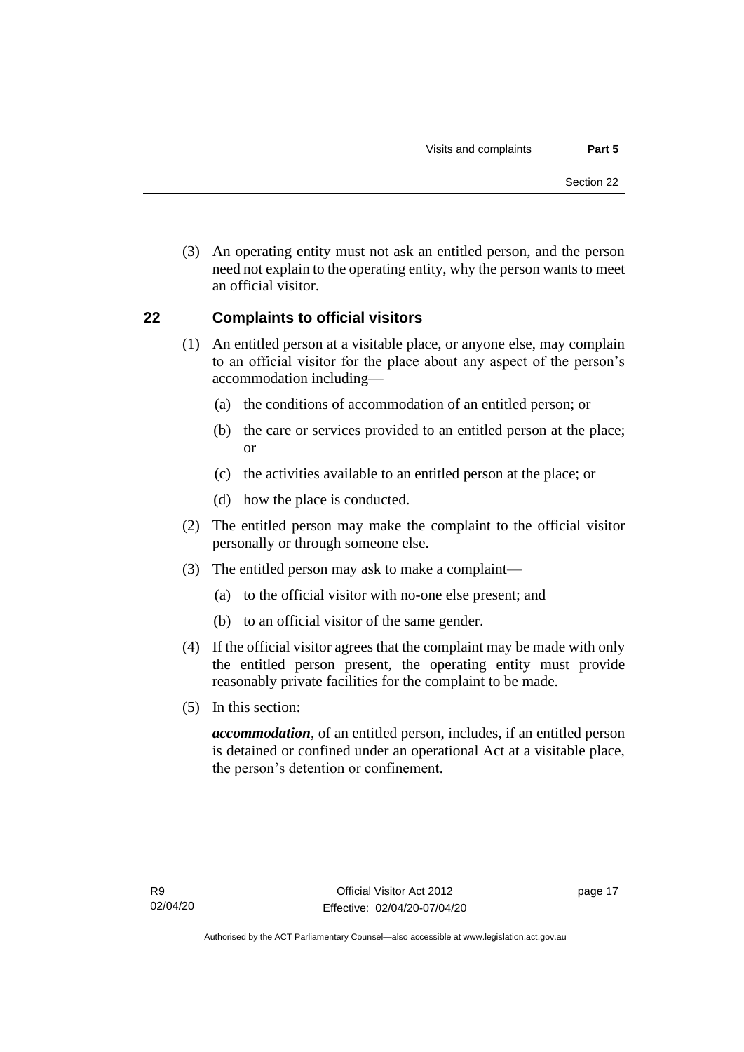(3) An operating entity must not ask an entitled person, and the person need not explain to the operating entity, why the person wants to meet an official visitor.

## 22 Complaints to official visitors

(1) An entitled person at a visitable place, or anyone else, may complain to an official visitor for the place about any aspect of the person's accommodation including—

(a) the conditions of accommodation of an entitled person; or

(b) the care or services provided to an entitled person at the place; or

(c) the activities available to an entitled person at the place; or

(d) how the place is conducted.

(2) The entitled person may make the complaint to the official visitor personally or through someone else.

(3) The entitled person may ask to make a complaint—

(a) to the official visitor with no-one else present; and

(b) to an official visitor of the same gender.

(4) If the official visitor agrees that the complaint may be made with only the entitled person present, the operating entity must provide reasonably private facilities for the complaint to be made.

(5) In this section:

***accommodation***, of an entitled person, includes, if an entitled person is detained or confined under an operational Act at a visitable place, the person's detention or confinement.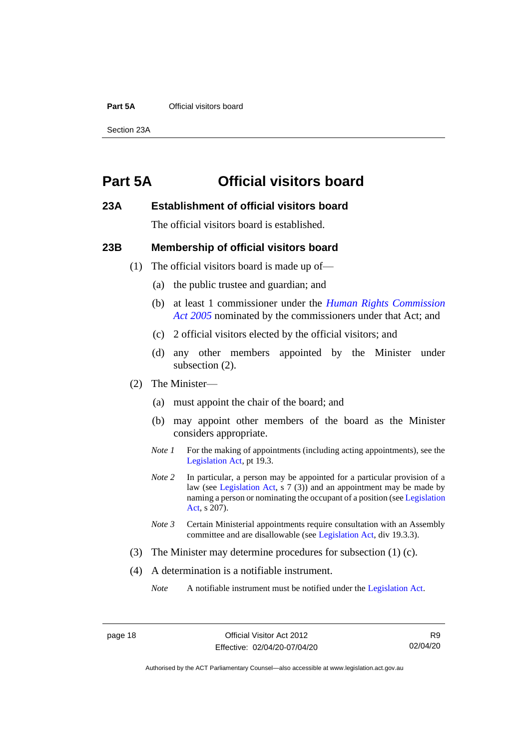# Part 5A Official visitors board

## 23A Establishment of official visitors board

The official visitors board is established.

## 23B Membership of official visitors board

(1) The official visitors board is made up of—

(a) the public trustee and guardian; and

(b) at least 1 commissioner under the *Human Rights Commission Act 2005* nominated by the commissioners under that Act; and

(c) 2 official visitors elected by the official visitors; and

(d) any other members appointed by the Minister under subsection (2).

(2) The Minister—

(a) must appoint the chair of the board; and

(b) may appoint other members of the board as the Minister considers appropriate.

*Note 1* For the making of appointments (including acting appointments), see the Legislation Act, pt 19.3.

*Note 2* In particular, a person may be appointed for a particular provision of a law (see Legislation Act, s 7 (3)) and an appointment may be made by naming a person or nominating the occupant of a position (see Legislation Act, s 207).

*Note 3* Certain Ministerial appointments require consultation with an Assembly committee and are disallowable (see Legislation Act, div 19.3.3).

(3) The Minister may determine procedures for subsection (1) (c).

(4) A determination is a notifiable instrument.

*Note* A notifiable instrument must be notified under the Legislation Act.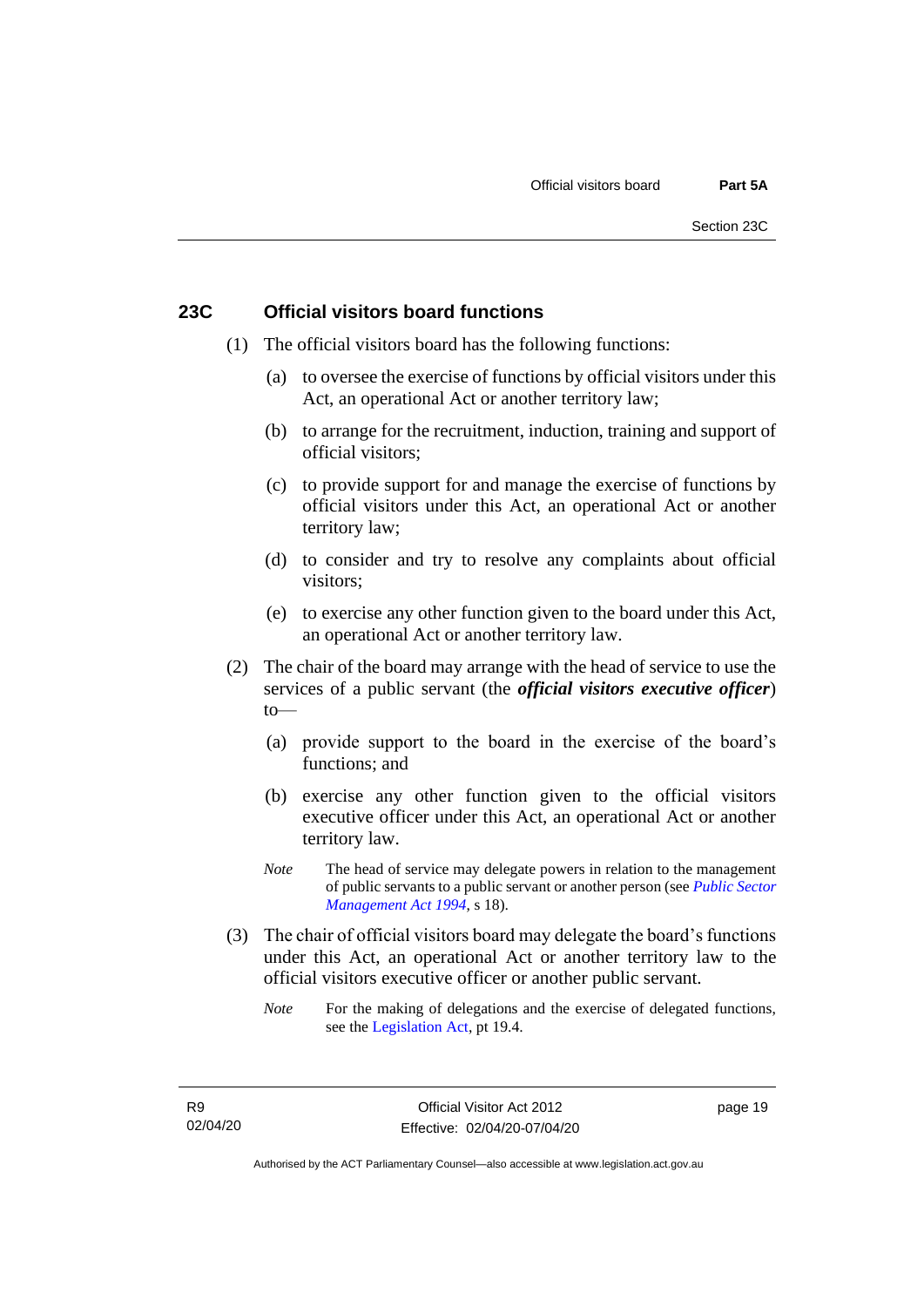## 23C Official visitors board functions

(1) The official visitors board has the following functions:

(a) to oversee the exercise of functions by official visitors under this Act, an operational Act or another territory law;

(b) to arrange for the recruitment, induction, training and support of official visitors;

(c) to provide support for and manage the exercise of functions by official visitors under this Act, an operational Act or another territory law;

(d) to consider and try to resolve any complaints about official visitors;

(e) to exercise any other function given to the board under this Act, an operational Act or another territory law.

(2) The chair of the board may arrange with the head of service to use the services of a public servant (the ***official visitors executive officer***) to—

(a) provide support to the board in the exercise of the board's functions; and

(b) exercise any other function given to the official visitors executive officer under this Act, an operational Act or another territory law.

*Note* The head of service may delegate powers in relation to the management of public servants to a public servant or another person (see *Public Sector Management Act 1994*, s 18).

(3) The chair of official visitors board may delegate the board's functions under this Act, an operational Act or another territory law to the official visitors executive officer or another public servant.

*Note* For the making of delegations and the exercise of delegated functions, see the Legislation Act, pt 19.4.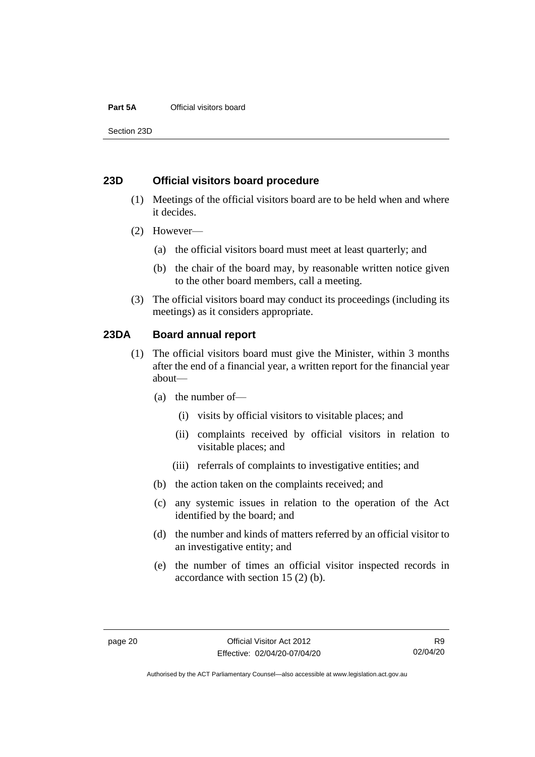## 23D Official visitors board procedure

(1) Meetings of the official visitors board are to be held when and where it decides.

(2) However—

(a) the official visitors board must meet at least quarterly; and

(b) the chair of the board may, by reasonable written notice given to the other board members, call a meeting.

(3) The official visitors board may conduct its proceedings (including its meetings) as it considers appropriate.

## 23DA Board annual report

(1) The official visitors board must give the Minister, within 3 months after the end of a financial year, a written report for the financial year about—

(a) the number of—

(i) visits by official visitors to visitable places; and

(ii) complaints received by official visitors in relation to visitable places; and

(iii) referrals of complaints to investigative entities; and

(b) the action taken on the complaints received; and

(c) any systemic issues in relation to the operation of the Act identified by the board; and

(d) the number and kinds of matters referred by an official visitor to an investigative entity; and

(e) the number of times an official visitor inspected records in accordance with section 15 (2) (b).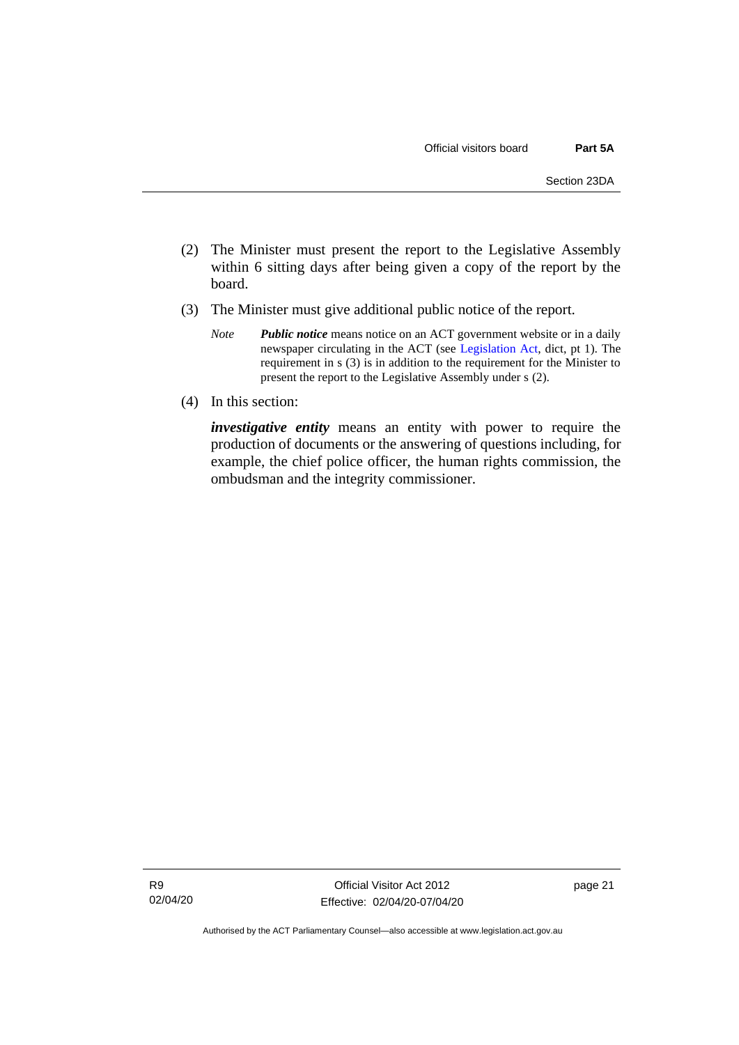(2) The Minister must present the report to the Legislative Assembly within 6 sitting days after being given a copy of the report by the board.

(3) The Minister must give additional public notice of the report.

*Note* ***Public notice*** means notice on an ACT government website or in a daily newspaper circulating in the ACT (see Legislation Act, dict, pt 1). The requirement in s (3) is in addition to the requirement for the Minister to present the report to the Legislative Assembly under s (2).

(4) In this section:

***investigative entity*** means an entity with power to require the production of documents or the answering of questions including, for example, the chief police officer, the human rights commission, the ombudsman and the integrity commissioner.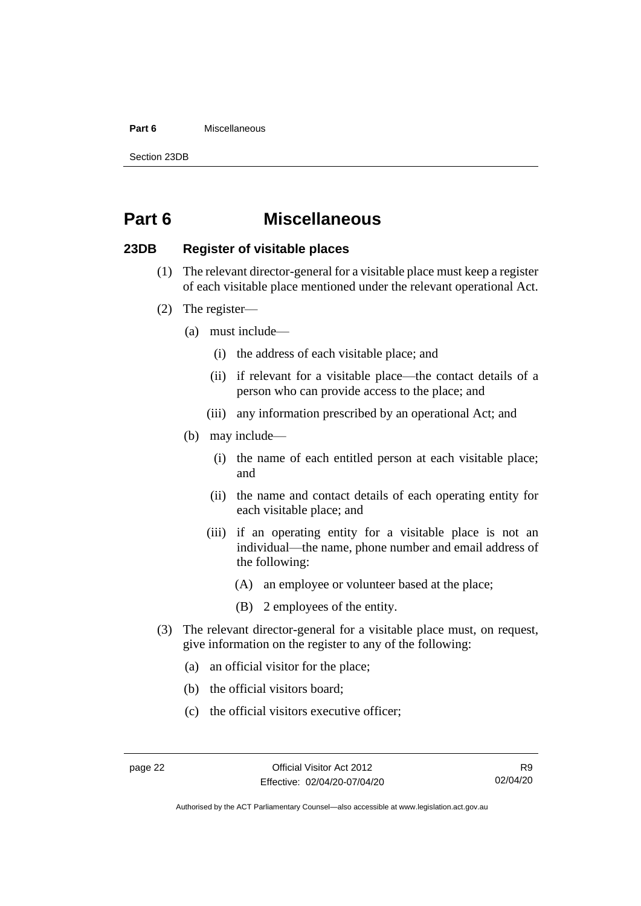# Part 6 Miscellaneous

## 23DB Register of visitable places

(1) The relevant director-general for a visitable place must keep a register of each visitable place mentioned under the relevant operational Act.

(2) The register—

   (a) must include—

      (i) the address of each visitable place; and

      (ii) if relevant for a visitable place—the contact details of a person who can provide access to the place; and

      (iii) any information prescribed by an operational Act; and

   (b) may include—

      (i) the name of each entitled person at each visitable place; and

      (ii) the name and contact details of each operating entity for each visitable place; and

      (iii) if an operating entity for a visitable place is not an individual—the name, phone number and email address of the following:

         (A) an employee or volunteer based at the place;

         (B) 2 employees of the entity.

(3) The relevant director-general for a visitable place must, on request, give information on the register to any of the following:

   (a) an official visitor for the place;

   (b) the official visitors board;

   (c) the official visitors executive officer;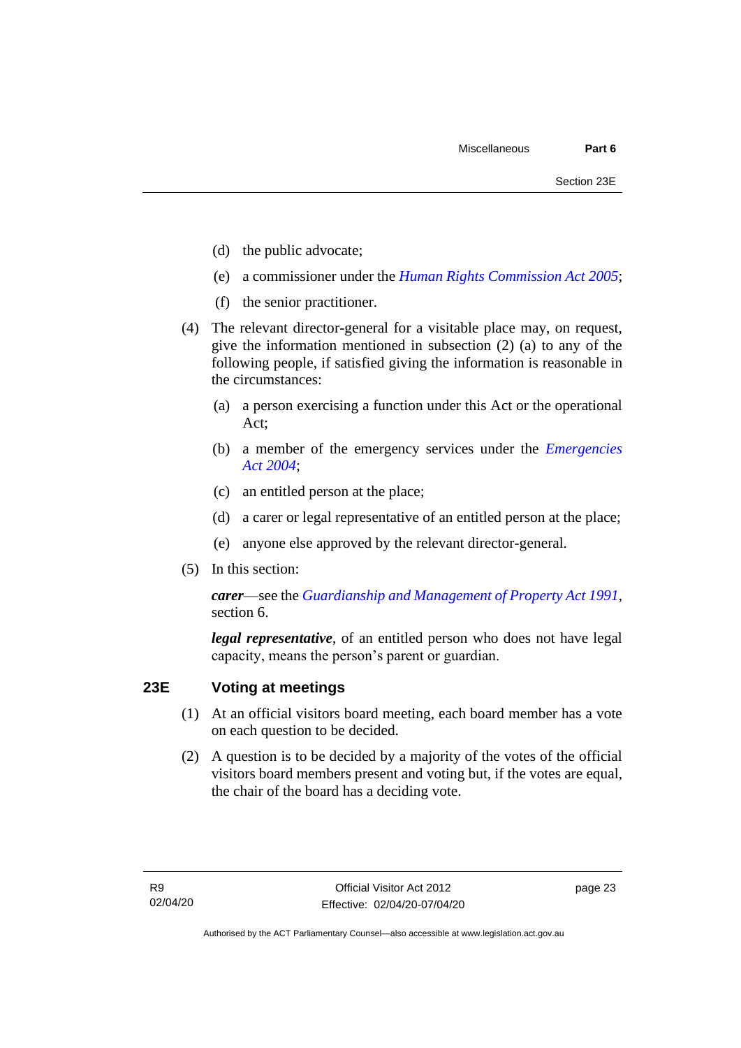(d) the public advocate;

(e) a commissioner under the *Human Rights Commission Act 2005*;

(f) the senior practitioner.

(4) The relevant director-general for a visitable place may, on request, give the information mentioned in subsection (2) (a) to any of the following people, if satisfied giving the information is reasonable in the circumstances:

(a) a person exercising a function under this Act or the operational Act;

(b) a member of the emergency services under the *Emergencies Act 2004*;

(c) an entitled person at the place;

(d) a carer or legal representative of an entitled person at the place;

(e) anyone else approved by the relevant director-general.

(5) In this section:

***carer***—see the *Guardianship and Management of Property Act 1991*, section 6.

***legal representative***, of an entitled person who does not have legal capacity, means the person's parent or guardian.

## 23E Voting at meetings

(1) At an official visitors board meeting, each board member has a vote on each question to be decided.

(2) A question is to be decided by a majority of the votes of the official visitors board members present and voting but, if the votes are equal, the chair of the board has a deciding vote.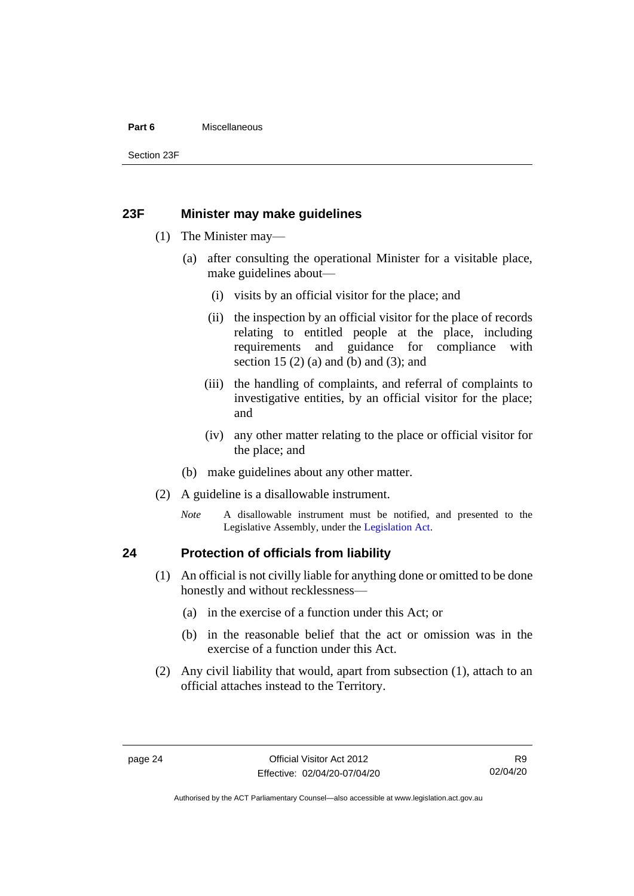## 23F Minister may make guidelines

(1) The Minister may—

(a) after consulting the operational Minister for a visitable place, make guidelines about—

(i) visits by an official visitor for the place; and

(ii) the inspection by an official visitor for the place of records relating to entitled people at the place, including requirements and guidance for compliance with section 15 (2) (a) and (b) and (3); and

(iii) the handling of complaints, and referral of complaints to investigative entities, by an official visitor for the place; and

(iv) any other matter relating to the place or official visitor for the place; and

(b) make guidelines about any other matter.

(2) A guideline is a disallowable instrument.

*Note* A disallowable instrument must be notified, and presented to the Legislative Assembly, under the Legislation Act.

## 24 Protection of officials from liability

(1) An official is not civilly liable for anything done or omitted to be done honestly and without recklessness—

(a) in the exercise of a function under this Act; or

(b) in the reasonable belief that the act or omission was in the exercise of a function under this Act.

(2) Any civil liability that would, apart from subsection (1), attach to an official attaches instead to the Territory.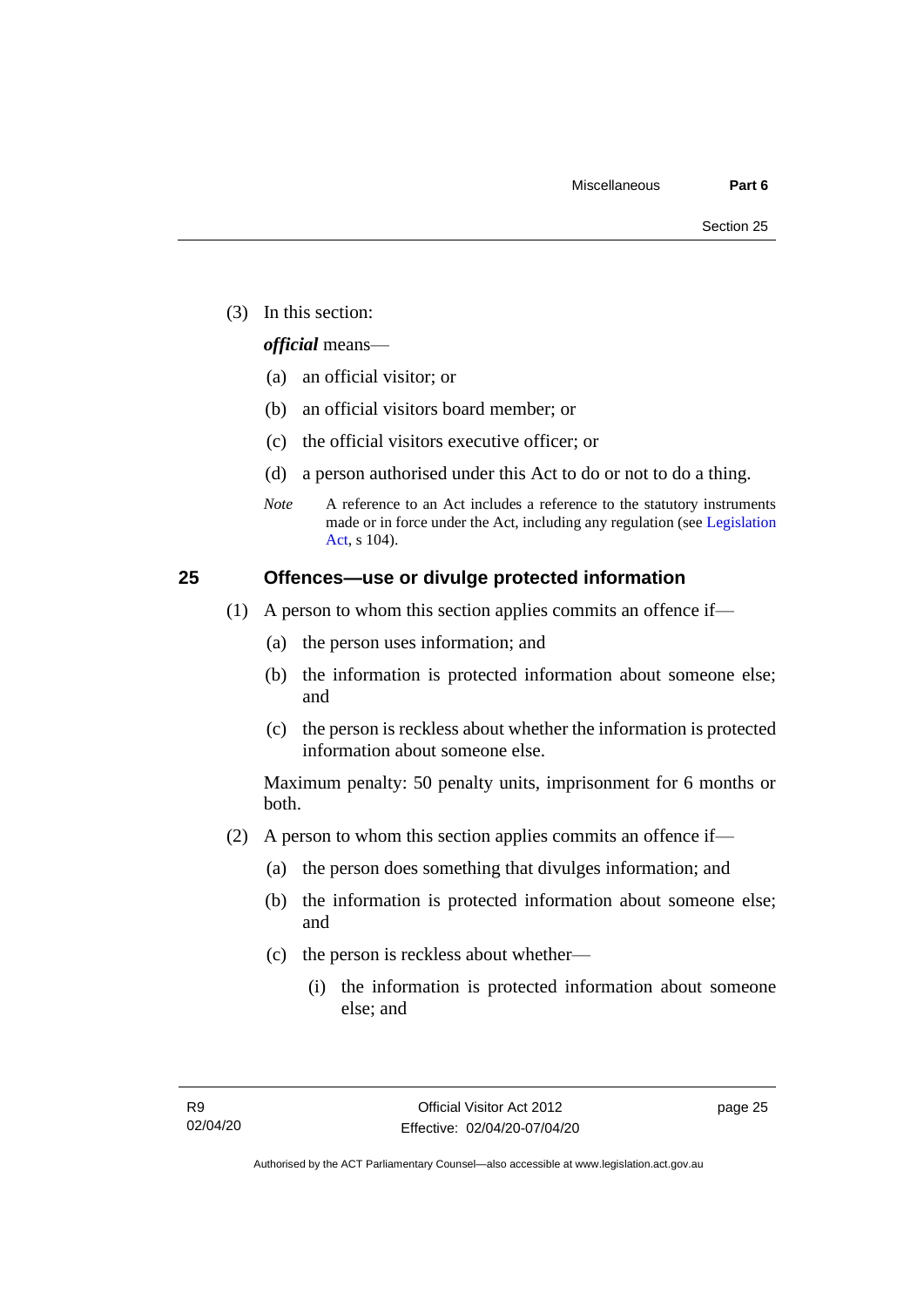(3) In this section:

***official*** means—

(a) an official visitor; or

(b) an official visitors board member; or

(c) the official visitors executive officer; or

(d) a person authorised under this Act to do or not to do a thing.

*Note* A reference to an Act includes a reference to the statutory instruments made or in force under the Act, including any regulation (see Legislation Act, s 104).

## 25 Offences—use or divulge protected information

(1) A person to whom this section applies commits an offence if—

(a) the person uses information; and

(b) the information is protected information about someone else; and

(c) the person is reckless about whether the information is protected information about someone else.

Maximum penalty: 50 penalty units, imprisonment for 6 months or both.

(2) A person to whom this section applies commits an offence if—

(a) the person does something that divulges information; and

(b) the information is protected information about someone else; and

(c) the person is reckless about whether—

(i) the information is protected information about someone else; and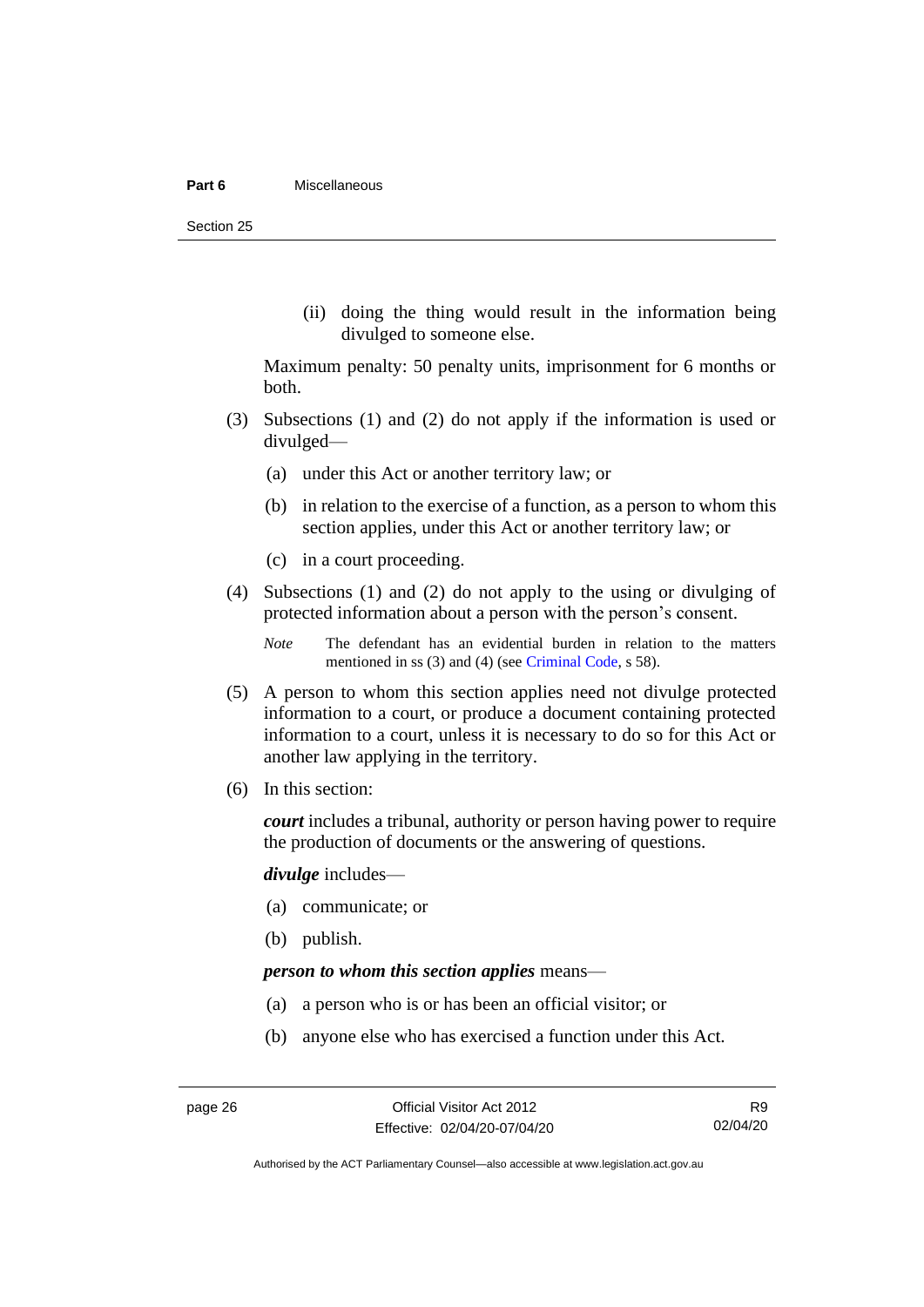(ii) doing the thing would result in the information being divulged to someone else.

Maximum penalty: 50 penalty units, imprisonment for 6 months or both.

(3) Subsections (1) and (2) do not apply if the information is used or divulged—

(a) under this Act or another territory law; or

(b) in relation to the exercise of a function, as a person to whom this section applies, under this Act or another territory law; or

(c) in a court proceeding.

(4) Subsections (1) and (2) do not apply to the using or divulging of protected information about a person with the person's consent.

*Note* The defendant has an evidential burden in relation to the matters mentioned in ss (3) and (4) (see Criminal Code, s 58).

(5) A person to whom this section applies need not divulge protected information to a court, or produce a document containing protected information to a court, unless it is necessary to do so for this Act or another law applying in the territory.

(6) In this section:

***court*** includes a tribunal, authority or person having power to require the production of documents or the answering of questions.

***divulge*** includes—

(a) communicate; or

(b) publish.

***person to whom this section applies*** means—

(a) a person who is or has been an official visitor; or

(b) anyone else who has exercised a function under this Act.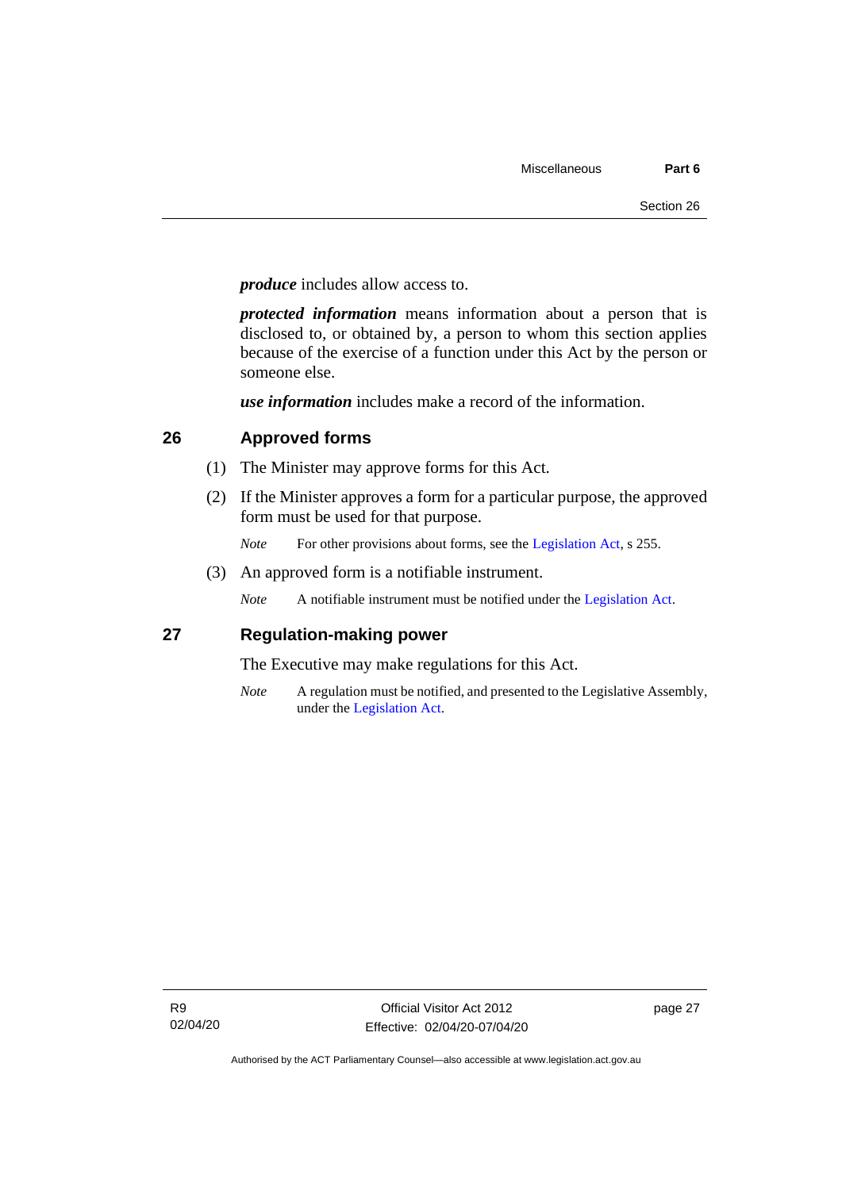***produce*** includes allow access to.

***protected information*** means information about a person that is disclosed to, or obtained by, a person to whom this section applies because of the exercise of a function under this Act by the person or someone else.

***use information*** includes make a record of the information.

## 26 Approved forms

(1) The Minister may approve forms for this Act.

(2) If the Minister approves a form for a particular purpose, the approved form must be used for that purpose.

*Note* For other provisions about forms, see the Legislation Act, s 255.

(3) An approved form is a notifiable instrument.

*Note* A notifiable instrument must be notified under the Legislation Act.

## 27 Regulation-making power

The Executive may make regulations for this Act.

*Note* A regulation must be notified, and presented to the Legislative Assembly, under the Legislation Act.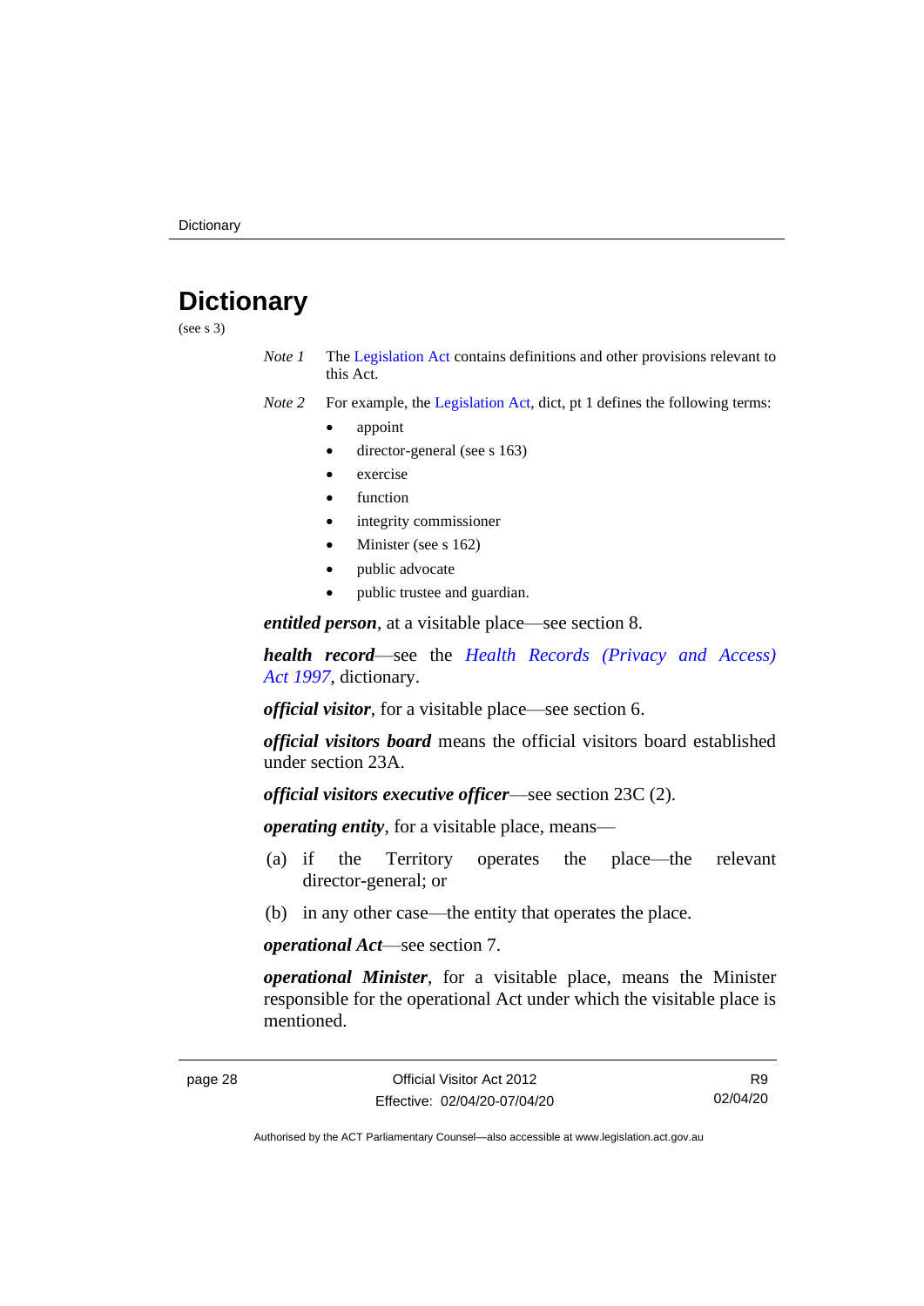# Dictionary

(see s 3)

*Note 1* The Legislation Act contains definitions and other provisions relevant to this Act.

*Note 2* For example, the Legislation Act, dict, pt 1 defines the following terms:

- appoint
- director-general (see s 163)
- exercise
- function
- integrity commissioner
- Minister (see s 162)
- public advocate
- public trustee and guardian.

***entitled person***, at a visitable place—see section 8.

***health record***—see the *Health Records (Privacy and Access) Act 1997*, dictionary.

***official visitor***, for a visitable place—see section 6.

***official visitors board*** means the official visitors board established under section 23A.

***official visitors executive officer***—see section 23C (2).

***operating entity***, for a visitable place, means—

(a) if the Territory operates the place—the relevant director-general; or

(b) in any other case—the entity that operates the place.

***operational Act***—see section 7.

***operational Minister***, for a visitable place, means the Minister responsible for the operational Act under which the visitable place is mentioned.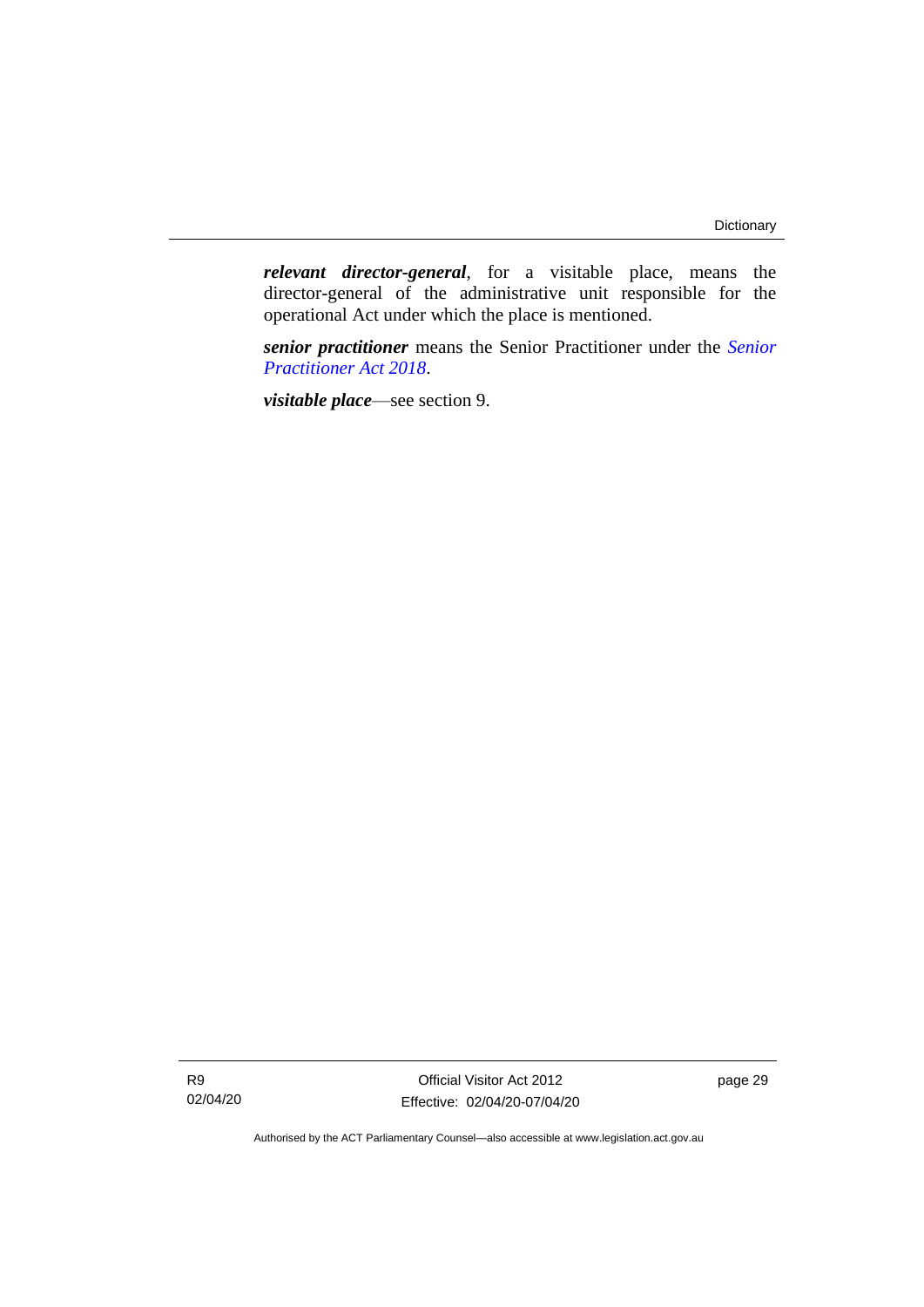***relevant director-general***, for a visitable place, means the director-general of the administrative unit responsible for the operational Act under which the place is mentioned.

***senior practitioner*** means the Senior Practitioner under the *Senior Practitioner Act 2018*.

***visitable place***—see section 9.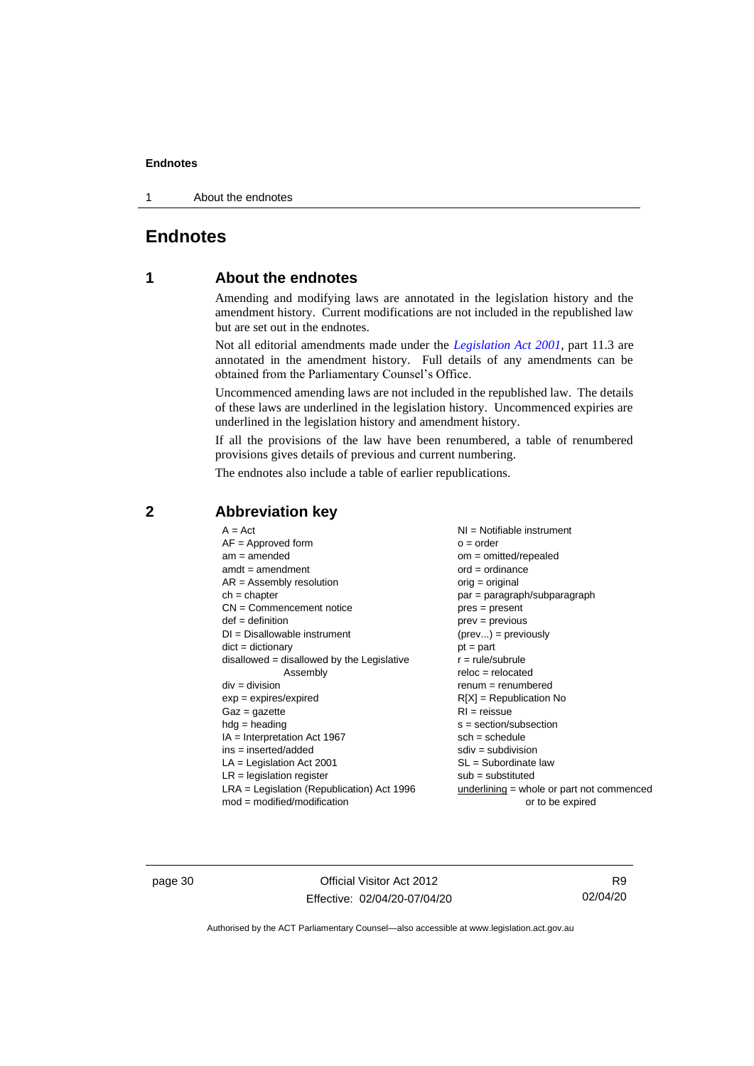# Endnotes

## 1 About the endnotes

Amending and modifying laws are annotated in the legislation history and the amendment history. Current modifications are not included in the republished law but are set out in the endnotes.

Not all editorial amendments made under the *Legislation Act 2001*, part 11.3 are annotated in the amendment history. Full details of any amendments can be obtained from the Parliamentary Counsel's Office.

Uncommenced amending laws are not included in the republished law. The details of these laws are underlined in the legislation history. Uncommenced expiries are underlined in the legislation history and amendment history.

If all the provisions of the law have been renumbered, a table of renumbered provisions gives details of previous and current numbering.

The endnotes also include a table of earlier republications.

## 2 Abbreviation key

A = Act
AF = Approved form
am = amended
amdt = amendment
AR = Assembly resolution
ch = chapter
CN = Commencement notice
def = definition
DI = Disallowable instrument
dict = dictionary
disallowed = disallowed by the Legislative Assembly
div = division
exp = expires/expired
Gaz = gazette
hdg = heading
IA = Interpretation Act 1967
ins = inserted/added
LA = Legislation Act 2001
LR = legislation register
LRA = Legislation (Republication) Act 1996
mod = modified/modification
NI = Notifiable instrument
o = order
om = omitted/repealed
ord = ordinance
orig = original
par = paragraph/subparagraph
pres = present
prev = previous
(prev...) = previously
pt = part
r = rule/subrule
reloc = relocated
renum = renumbered
R[X] = Republication No
RI = reissue
s = section/subsection
sch = schedule
sdiv = subdivision
SL = Subordinate law
sub = substituted
<u>underlining</u> = whole or part not commenced or to be expired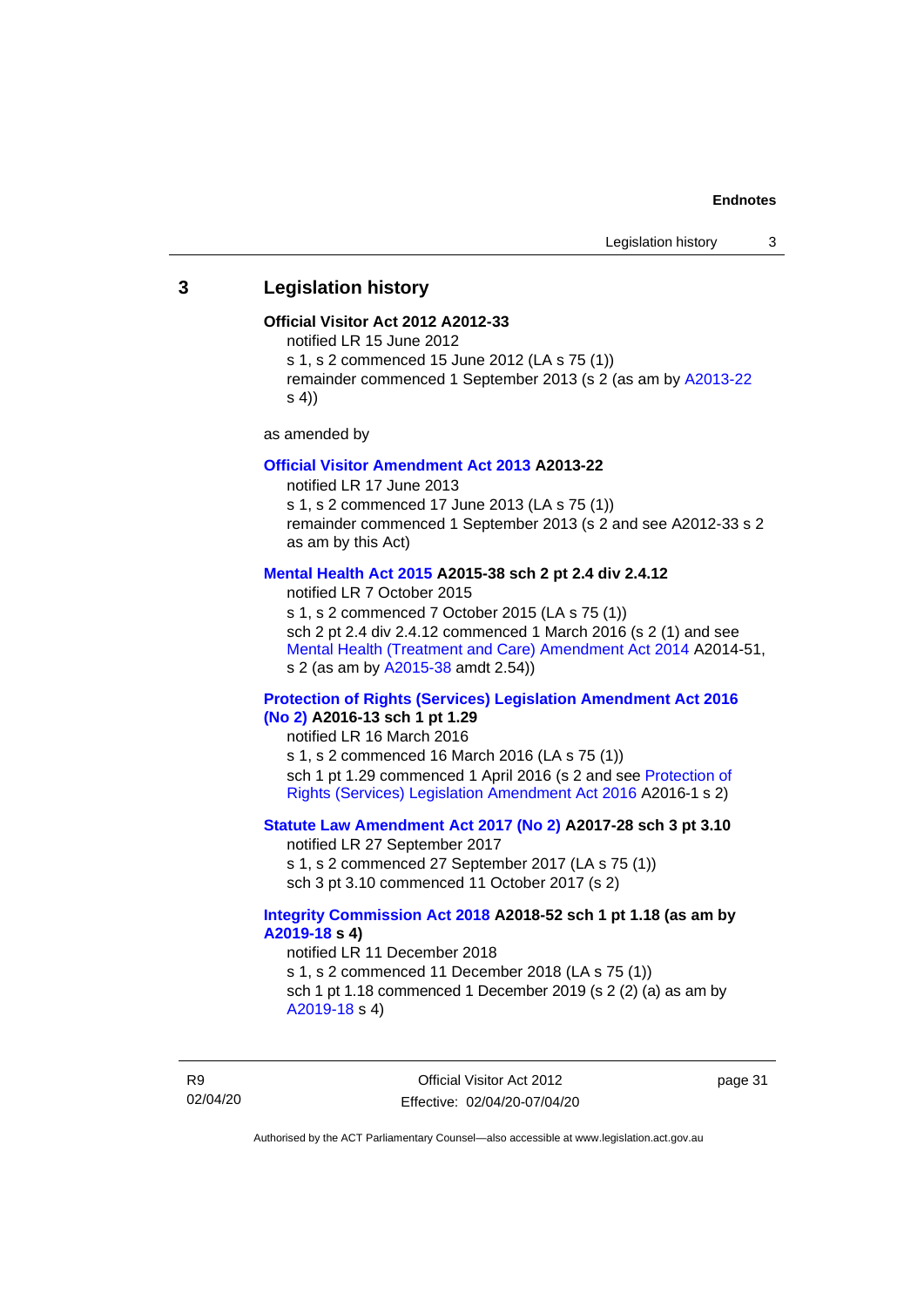## 3 Legislation history

**Official Visitor Act 2012 A2012-33**

notified LR 15 June 2012

s 1, s 2 commenced 15 June 2012 (LA s 75 (1))

remainder commenced 1 September 2013 (s 2 (as am by A2013-22 s 4))

as amended by

**Official Visitor Amendment Act 2013 A2013-22**

notified LR 17 June 2013

s 1, s 2 commenced 17 June 2013 (LA s 75 (1))

remainder commenced 1 September 2013 (s 2 and see A2012-33 s 2 as am by this Act)

**Mental Health Act 2015 A2015-38 sch 2 pt 2.4 div 2.4.12**

notified LR 7 October 2015

s 1, s 2 commenced 7 October 2015 (LA s 75 (1))

sch 2 pt 2.4 div 2.4.12 commenced 1 March 2016 (s 2 (1) and see Mental Health (Treatment and Care) Amendment Act 2014 A2014-51, s 2 (as am by A2015-38 amdt 2.54))

**Protection of Rights (Services) Legislation Amendment Act 2016 (No 2) A2016-13 sch 1 pt 1.29**

notified LR 16 March 2016

s 1, s 2 commenced 16 March 2016 (LA s 75 (1))

sch 1 pt 1.29 commenced 1 April 2016 (s 2 and see Protection of Rights (Services) Legislation Amendment Act 2016 A2016-1 s 2)

**Statute Law Amendment Act 2017 (No 2) A2017-28 sch 3 pt 3.10**

notified LR 27 September 2017

s 1, s 2 commenced 27 September 2017 (LA s 75 (1))

sch 3 pt 3.10 commenced 11 October 2017 (s 2)

**Integrity Commission Act 2018 A2018-52 sch 1 pt 1.18 (as am by A2019-18 s 4)**

notified LR 11 December 2018

s 1, s 2 commenced 11 December 2018 (LA s 75 (1))

sch 1 pt 1.18 commenced 1 December 2019 (s 2 (2) (a) as am by A2019-18 s 4)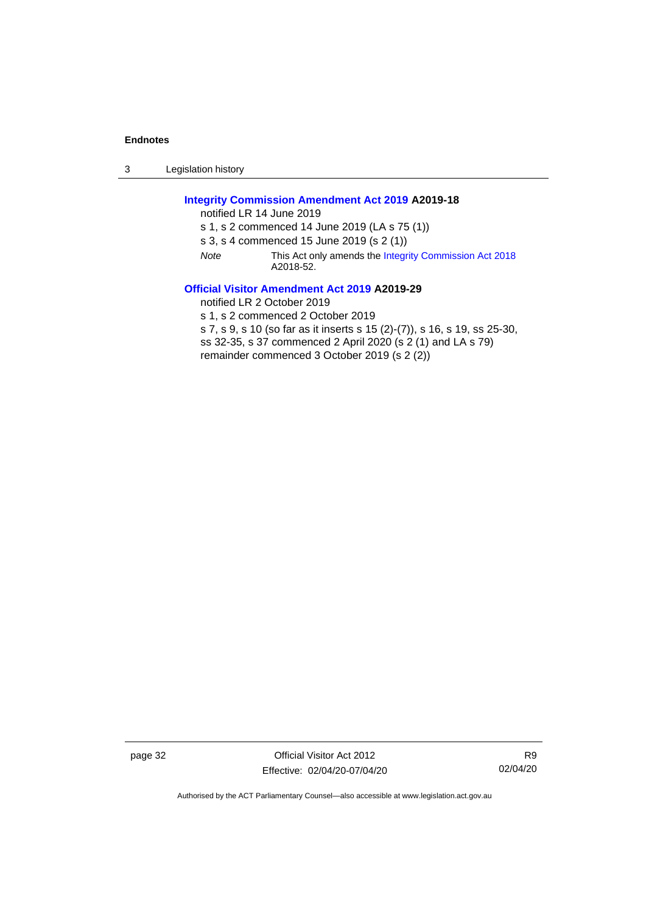**Integrity Commission Amendment Act 2019 A2019-18**

notified LR 14 June 2019

s 1, s 2 commenced 14 June 2019 (LA s 75 (1))

s 3, s 4 commenced 15 June 2019 (s 2 (1))

*Note* This Act only amends the Integrity Commission Act 2018 A2018-52.

**Official Visitor Amendment Act 2019 A2019-29**

notified LR 2 October 2019

s 1, s 2 commenced 2 October 2019

s 7, s 9, s 10 (so far as it inserts s 15 (2)-(7)), s 16, s 19, ss 25-30, ss 32-35, s 37 commenced 2 April 2020 (s 2 (1) and LA s 79)

remainder commenced 3 October 2019 (s 2 (2))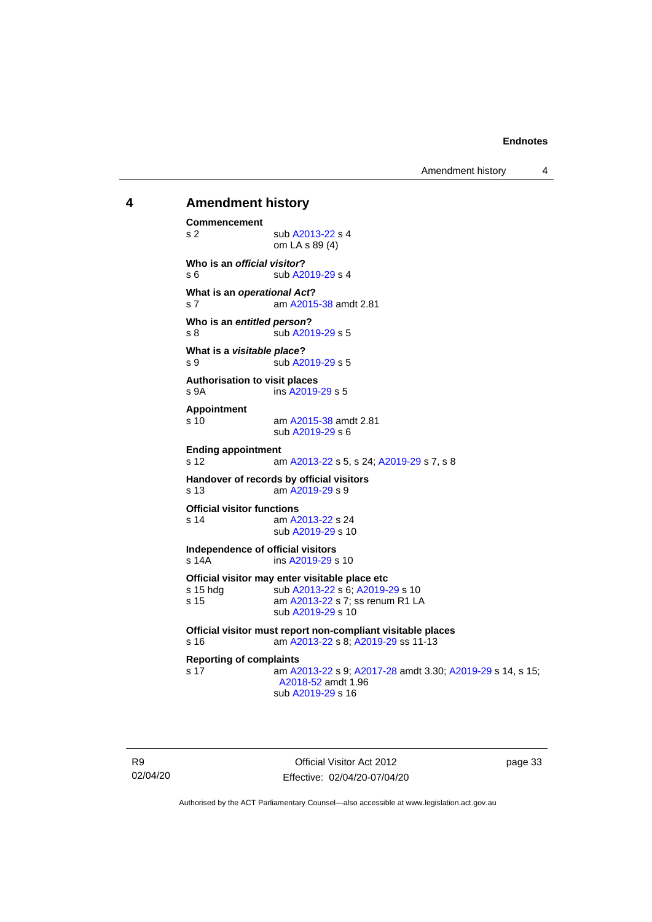## 4 Amendment history

**Commencement**
s 2 sub A2013-22 s 4
om LA s 89 (4)

**Who is an *official visitor*?**
s 6 sub A2019-29 s 4

**What is an *operational Act*?**
s 7 am A2015-38 amdt 2.81

**Who is an *entitled person*?**
s 8 sub A2019-29 s 5

**What is a *visitable place*?**
s 9 sub A2019-29 s 5

**Authorisation to visit places**
s 9A ins A2019-29 s 5

**Appointment**
s 10 am A2015-38 amdt 2.81
sub A2019-29 s 6

**Ending appointment**
s 12 am A2013-22 s 5, s 24; A2019-29 s 7, s 8

**Handover of records by official visitors**
s 13 am A2019-29 s 9

**Official visitor functions**
s 14 am A2013-22 s 24
sub A2019-29 s 10

**Independence of official visitors**
s 14A ins A2019-29 s 10

**Official visitor may enter visitable place etc**
s 15 hdg sub A2013-22 s 6; A2019-29 s 10
s 15 am A2013-22 s 7; ss renum R1 LA
sub A2019-29 s 10

**Official visitor must report non-compliant visitable places**
s 16 am A2013-22 s 8; A2019-29 ss 11-13

**Reporting of complaints**
s 17 am A2013-22 s 9; A2017-28 amdt 3.30; A2019-29 s 14, s 15; A2018-52 amdt 1.96
sub A2019-29 s 16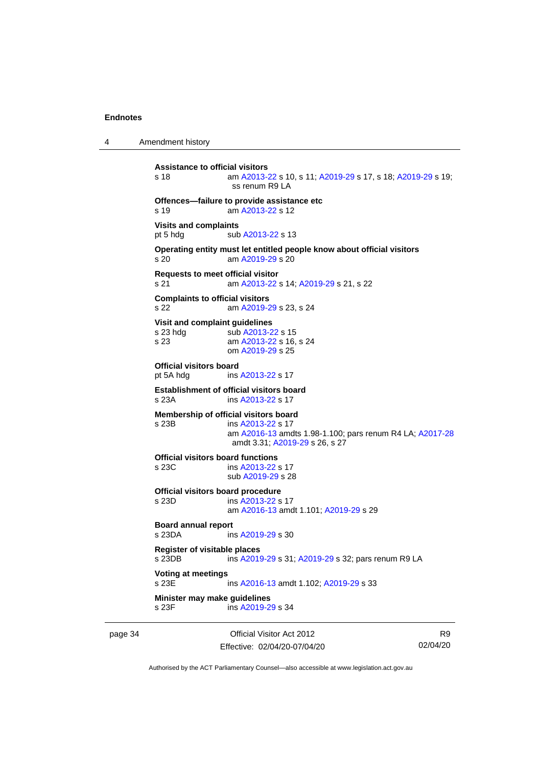**Assistance to official visitors**

s 18 am A2013-22 s 10, s 11; A2019-29 s 17, s 18; A2019-29 s 19; ss renum R9 LA

**Offences—failure to provide assistance etc**

s 19 am A2013-22 s 12

**Visits and complaints**

pt 5 hdg sub A2013-22 s 13

**Operating entity must let entitled people know about official visitors**

s 20 am A2019-29 s 20

**Requests to meet official visitor**

s 21 am A2013-22 s 14; A2019-29 s 21, s 22

**Complaints to official visitors**

s 22 am A2019-29 s 23, s 24

**Visit and complaint guidelines**

s 23 hdg sub A2013-22 s 15

s 23 am A2013-22 s 16, s 24
om A2019-29 s 25

**Official visitors board**

pt 5A hdg ins A2013-22 s 17

**Establishment of official visitors board**

s 23A ins A2013-22 s 17

**Membership of official visitors board**

s 23B ins A2013-22 s 17
am A2016-13 amdts 1.98-1.100; pars renum R4 LA; A2017-28 amdt 3.31; A2019-29 s 26, s 27

**Official visitors board functions**

s 23C ins A2013-22 s 17
sub A2019-29 s 28

**Official visitors board procedure**

s 23D ins A2013-22 s 17
am A2016-13 amdt 1.101; A2019-29 s 29

**Board annual report**

s 23DA ins A2019-29 s 30

**Register of visitable places**

s 23DB ins A2019-29 s 31; A2019-29 s 32; pars renum R9 LA

**Voting at meetings**

s 23E ins A2016-13 amdt 1.102; A2019-29 s 33

**Minister may make guidelines**

s 23F ins A2019-29 s 34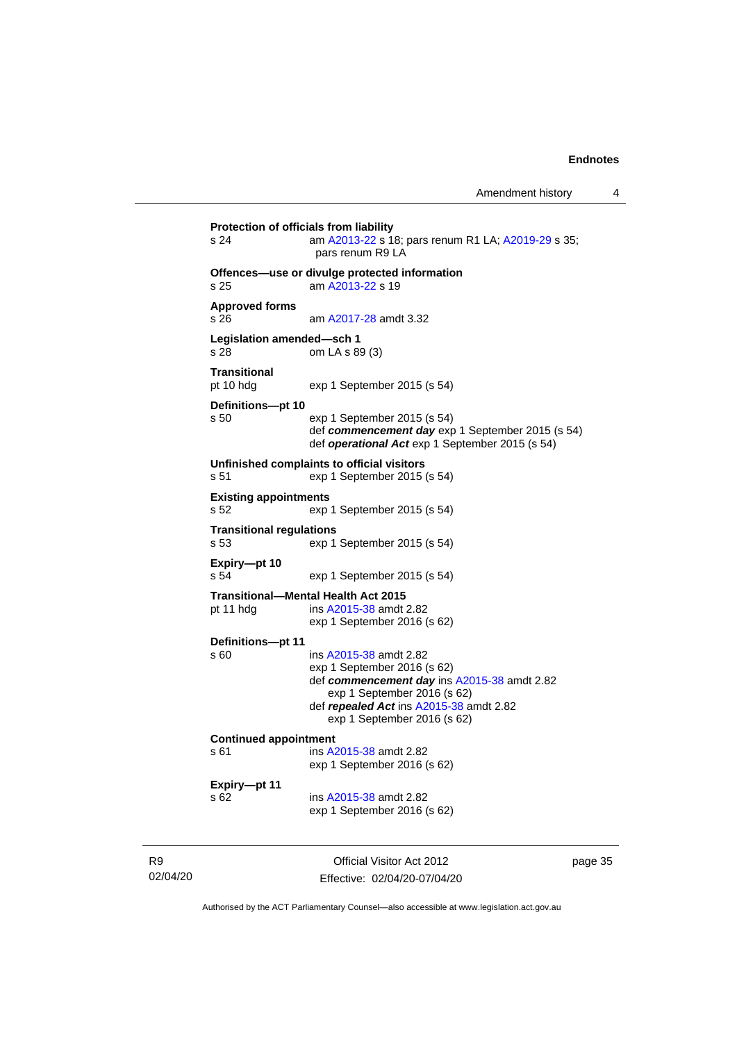**Protection of officials from liability**
s 24 am A2013-22 s 18; pars renum R1 LA; A2019-29 s 35; pars renum R9 LA

**Offences—use or divulge protected information**
s 25 am A2013-22 s 19

**Approved forms**
s 26 am A2017-28 amdt 3.32

**Legislation amended—sch 1**
s 28 om LA s 89 (3)

**Transitional**
pt 10 hdg exp 1 September 2015 (s 54)

**Definitions—pt 10**
s 50 exp 1 September 2015 (s 54)
def ***commencement day*** exp 1 September 2015 (s 54)
def ***operational Act*** exp 1 September 2015 (s 54)

**Unfinished complaints to official visitors**
s 51 exp 1 September 2015 (s 54)

**Existing appointments**
s 52 exp 1 September 2015 (s 54)

**Transitional regulations**
s 53 exp 1 September 2015 (s 54)

**Expiry—pt 10**
s 54 exp 1 September 2015 (s 54)

**Transitional—Mental Health Act 2015**
pt 11 hdg ins A2015-38 amdt 2.82
exp 1 September 2016 (s 62)

**Definitions—pt 11**
s 60 ins A2015-38 amdt 2.82
exp 1 September 2016 (s 62)
def ***commencement day*** ins A2015-38 amdt 2.82
exp 1 September 2016 (s 62)
def ***repealed Act*** ins A2015-38 amdt 2.82
exp 1 September 2016 (s 62)

**Continued appointment**
s 61 ins A2015-38 amdt 2.82
exp 1 September 2016 (s 62)

**Expiry—pt 11**
s 62 ins A2015-38 amdt 2.82
exp 1 September 2016 (s 62)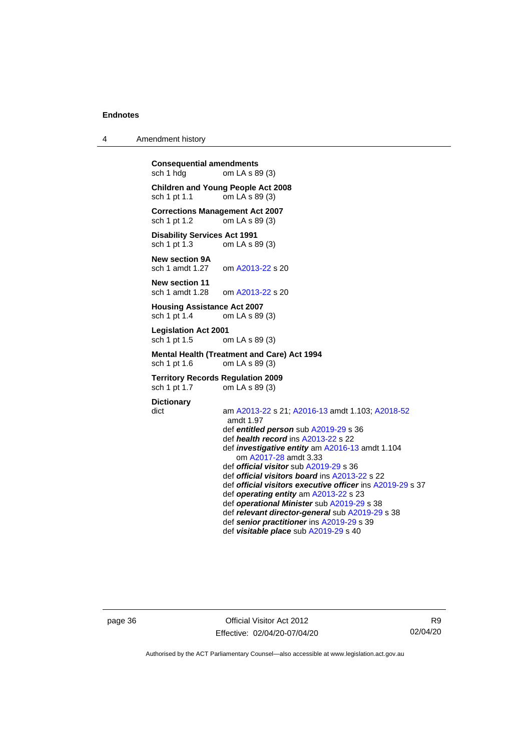**Consequential amendments**
sch 1 hdg om LA s 89 (3)

**Children and Young People Act 2008**
sch 1 pt 1.1 om LA s 89 (3)

**Corrections Management Act 2007**
sch 1 pt 1.2 om LA s 89 (3)

**Disability Services Act 1991**
sch 1 pt 1.3 om LA s 89 (3)

**New section 9A**
sch 1 amdt 1.27 om A2013-22 s 20

**New section 11**
sch 1 amdt 1.28 om A2013-22 s 20

**Housing Assistance Act 2007**
sch 1 pt 1.4 om LA s 89 (3)

**Legislation Act 2001**
sch 1 pt 1.5 om LA s 89 (3)

**Mental Health (Treatment and Care) Act 1994**
sch 1 pt 1.6 om LA s 89 (3)

**Territory Records Regulation 2009**
sch 1 pt 1.7 om LA s 89 (3)

**Dictionary**
dict am A2013-22 s 21; A2016-13 amdt 1.103; A2018-52 amdt 1.97
def ***entitled person*** sub A2019-29 s 36
def ***health record*** ins A2013-22 s 22
def ***investigative entity*** am A2016-13 amdt 1.104
om A2017-28 amdt 3.33
def ***official visitor*** sub A2019-29 s 36
def ***official visitors board*** ins A2013-22 s 22
def ***official visitors executive officer*** ins A2019-29 s 37
def ***operating entity*** am A2013-22 s 23
def ***operational Minister*** sub A2019-29 s 38
def ***relevant director-general*** sub A2019-29 s 38
def ***senior practitioner*** ins A2019-29 s 39
def ***visitable place*** sub A2019-29 s 40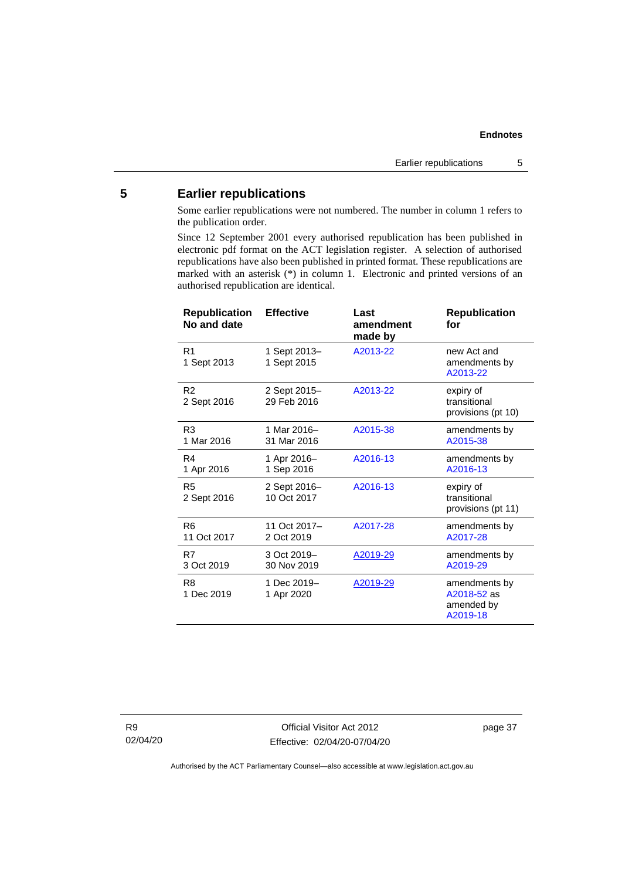## 5 Earlier republications

Some earlier republications were not numbered. The number in column 1 refers to the publication order.

Since 12 September 2001 every authorised republication has been published in electronic pdf format on the ACT legislation register. A selection of authorised republications have also been published in printed format. These republications are marked with an asterisk (*) in column 1. Electronic and printed versions of an authorised republication are identical.

| Republication No and date | Effective | Last amendment made by | Republication for |
|---|---|---|---|
| R1<br>1 Sept 2013 | 1 Sept 2013–<br>1 Sept 2015 | A2013-22 | new Act and amendments by A2013-22 |
| R2<br>2 Sept 2016 | 2 Sept 2015–<br>29 Feb 2016 | A2013-22 | expiry of transitional provisions (pt 10) |
| R3<br>1 Mar 2016 | 1 Mar 2016–<br>31 Mar 2016 | A2015-38 | amendments by A2015-38 |
| R4<br>1 Apr 2016 | 1 Apr 2016–<br>1 Sep 2016 | A2016-13 | amendments by A2016-13 |
| R5<br>2 Sept 2016 | 2 Sept 2016–<br>10 Oct 2017 | A2016-13 | expiry of transitional provisions (pt 11) |
| R6<br>11 Oct 2017 | 11 Oct 2017–<br>2 Oct 2019 | A2017-28 | amendments by A2017-28 |
| R7<br>3 Oct 2019 | 3 Oct 2019–<br>30 Nov 2019 | A2019-29 | amendments by A2019-29 |
| R8<br>1 Dec 2019 | 1 Dec 2019–<br>1 Apr 2020 | A2019-29 | amendments by A2018-52 as amended by A2019-18 |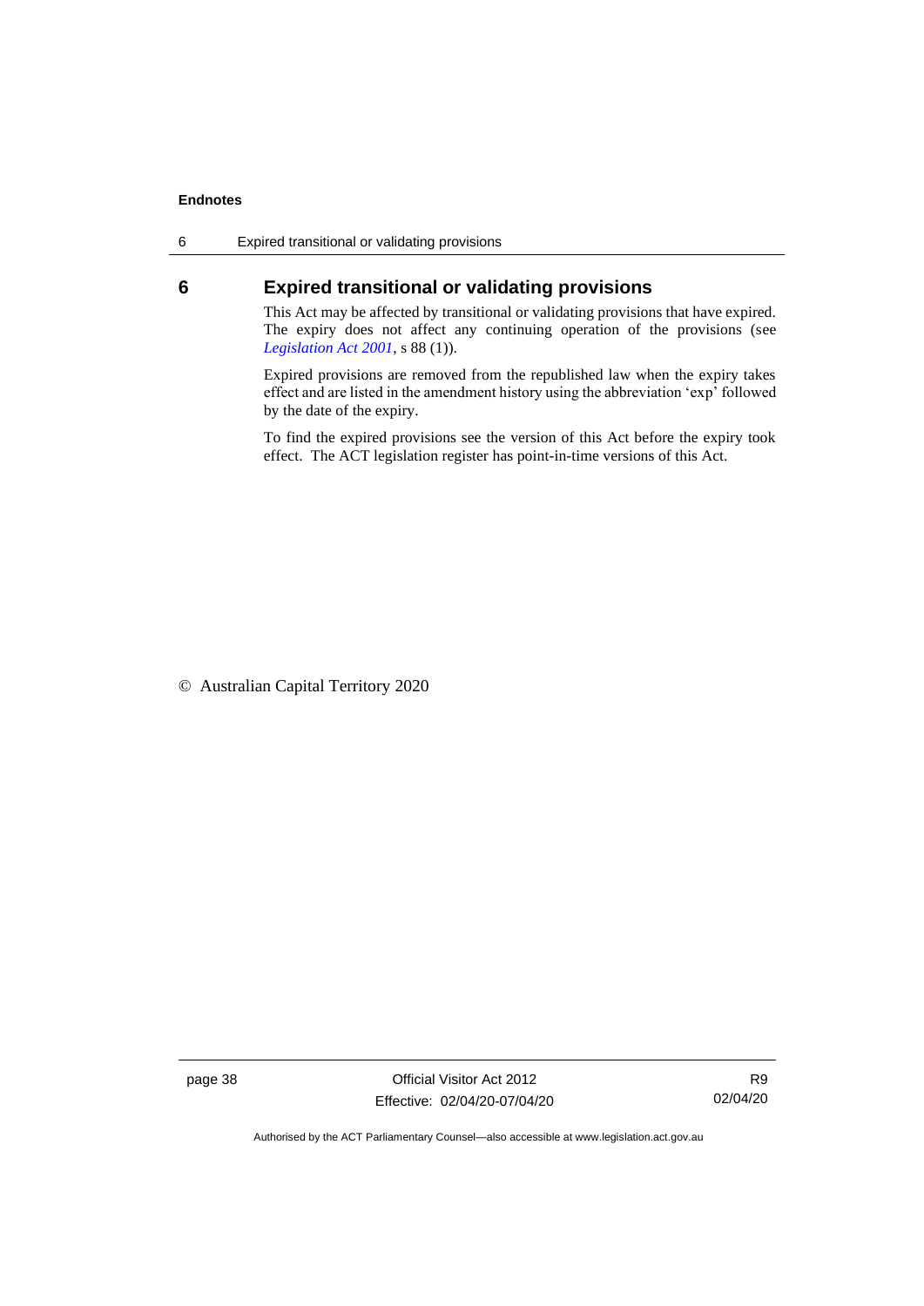## 6 Expired transitional or validating provisions

This Act may be affected by transitional or validating provisions that have expired. The expiry does not affect any continuing operation of the provisions (see *Legislation Act 2001*, s 88 (1)).

Expired provisions are removed from the republished law when the expiry takes effect and are listed in the amendment history using the abbreviation 'exp' followed by the date of the expiry.

To find the expired provisions see the version of this Act before the expiry took effect. The ACT legislation register has point-in-time versions of this Act.

© Australian Capital Territory 2020